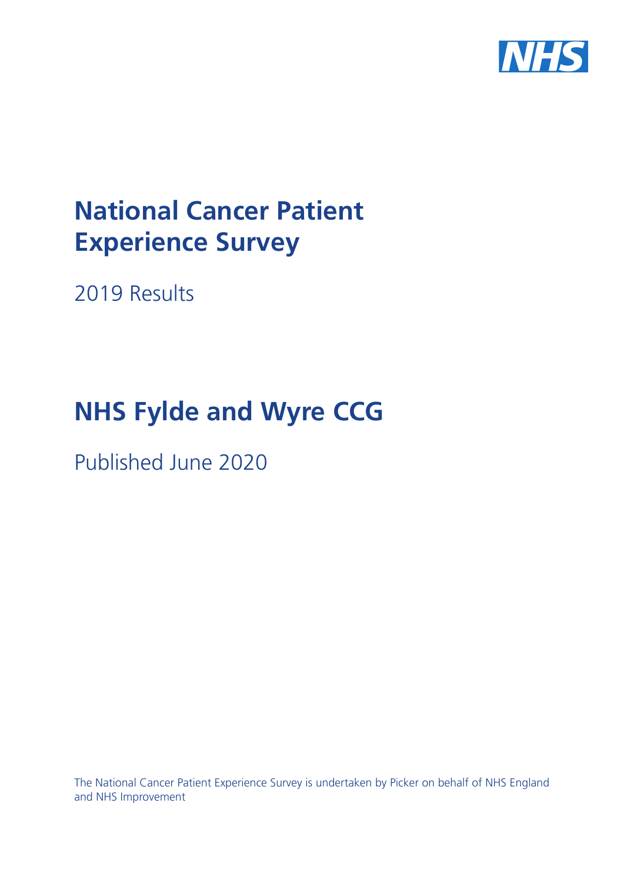# National Cancer Patient Experience Survey

2019 Results

# NHS Fylde and Wyre CCG

Published June 2020

The National Cancer Patient Experience Survey is undertaken by Picker on behalf of NHS England and NHS Improvement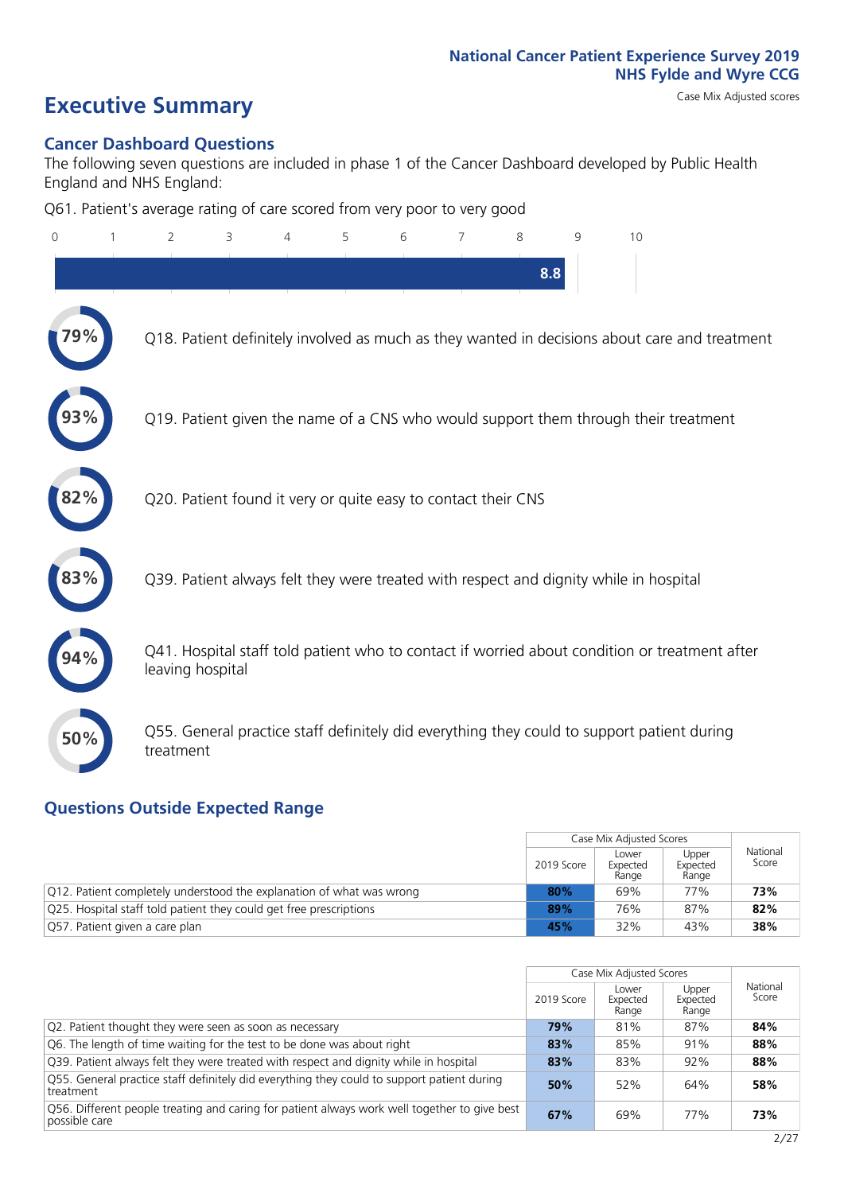National Cancer Patient Experience Survey 2019
NHS Fylde and Wyre CCG

# Executive Summary

Case Mix Adjusted scores

## Cancer Dashboard Questions

The following seven questions are included in phase 1 of the Cancer Dashboard developed by Public Health England and NHS England:

Q61. Patient's average rating of care scored from very poor to very good

8.8

- 79% Q18. Patient definitely involved as much as they wanted in decisions about care and treatment
- 93% Q19. Patient given the name of a CNS who would support them through their treatment
- 82% Q20. Patient found it very or quite easy to contact their CNS
- 83% Q39. Patient always felt they were treated with respect and dignity while in hospital
- 94% Q41. Hospital staff told patient who to contact if worried about condition or treatment after leaving hospital
- 50% Q55. General practice staff definitely did everything they could to support patient during treatment

## Questions Outside Expected Range

| | Case Mix Adjusted Scores | | | National Score |
|---|---|---|---|---|
| | 2019 Score | Lower Expected Range | Upper Expected Range | |
| Q12. Patient completely understood the explanation of what was wrong | 80% | 69% | 77% | 73% |
| Q25. Hospital staff told patient they could get free prescriptions | 89% | 76% | 87% | 82% |
| Q57. Patient given a care plan | 45% | 32% | 43% | 38% |

| | Case Mix Adjusted Scores | | | National Score |
|---|---|---|---|---|
| | 2019 Score | Lower Expected Range | Upper Expected Range | |
| Q2. Patient thought they were seen as soon as necessary | 79% | 81% | 87% | 84% |
| Q6. The length of time waiting for the test to be done was about right | 83% | 85% | 91% | 88% |
| Q39. Patient always felt they were treated with respect and dignity while in hospital | 83% | 83% | 92% | 88% |
| Q55. General practice staff definitely did everything they could to support patient during treatment | 50% | 52% | 64% | 58% |
| Q56. Different people treating and caring for patient always work well together to give best possible care | 67% | 69% | 77% | 73% |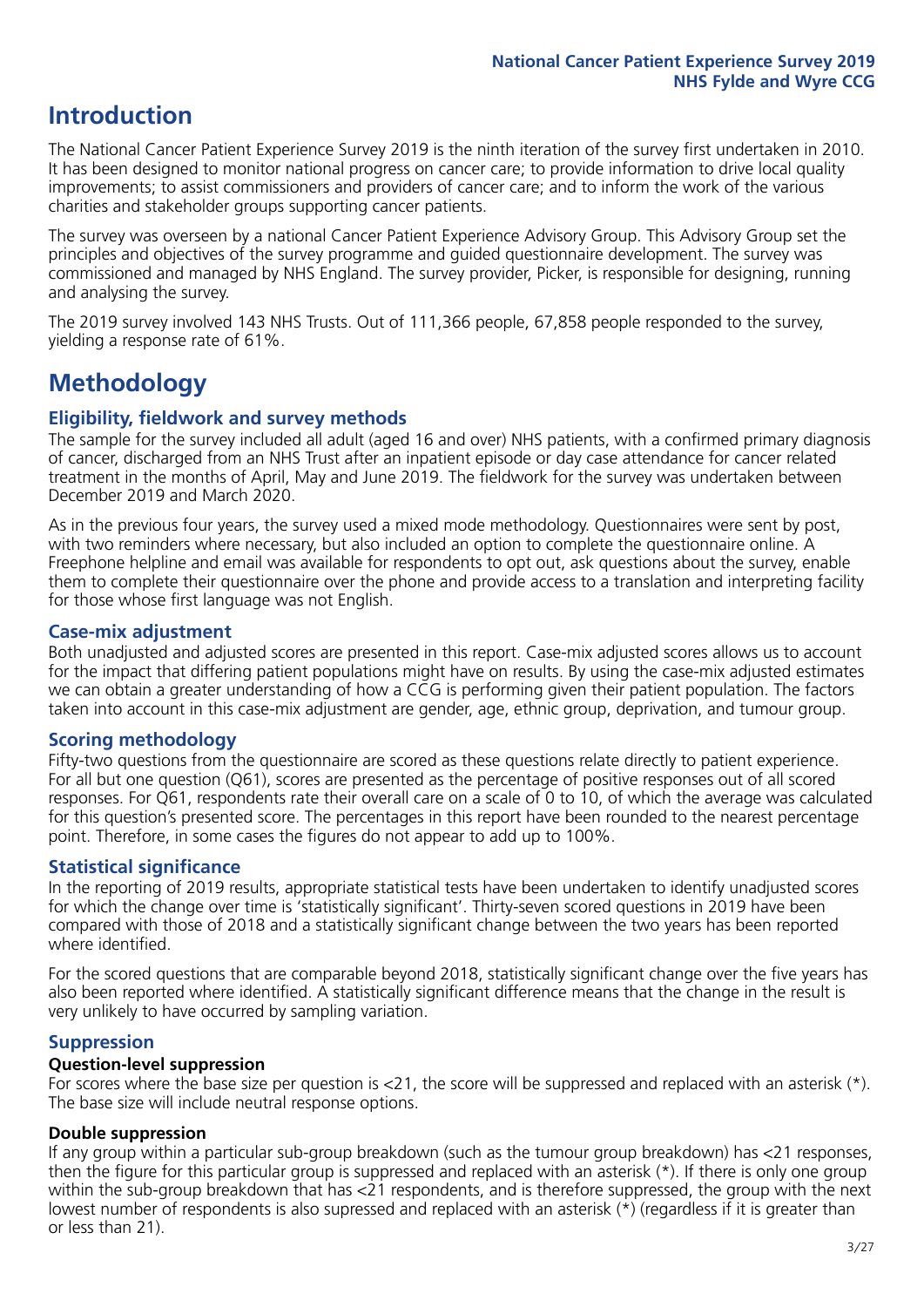# Introduction

The National Cancer Patient Experience Survey 2019 is the ninth iteration of the survey first undertaken in 2010. It has been designed to monitor national progress on cancer care; to provide information to drive local quality improvements; to assist commissioners and providers of cancer care; and to inform the work of the various charities and stakeholder groups supporting cancer patients.

The survey was overseen by a national Cancer Patient Experience Advisory Group. This Advisory Group set the principles and objectives of the survey programme and guided questionnaire development. The survey was commissioned and managed by NHS England. The survey provider, Picker, is responsible for designing, running and analysing the survey.

The 2019 survey involved 143 NHS Trusts. Out of 111,366 people, 67,858 people responded to the survey, yielding a response rate of 61%.

# Methodology

## Eligibility, fieldwork and survey methods

The sample for the survey included all adult (aged 16 and over) NHS patients, with a confirmed primary diagnosis of cancer, discharged from an NHS Trust after an inpatient episode or day case attendance for cancer related treatment in the months of April, May and June 2019. The fieldwork for the survey was undertaken between December 2019 and March 2020.

As in the previous four years, the survey used a mixed mode methodology. Questionnaires were sent by post, with two reminders where necessary, but also included an option to complete the questionnaire online. A Freephone helpline and email was available for respondents to opt out, ask questions about the survey, enable them to complete their questionnaire over the phone and provide access to a translation and interpreting facility for those whose first language was not English.

## Case-mix adjustment

Both unadjusted and adjusted scores are presented in this report. Case-mix adjusted scores allows us to account for the impact that differing patient populations might have on results. By using the case-mix adjusted estimates we can obtain a greater understanding of how a CCG is performing given their patient population. The factors taken into account in this case-mix adjustment are gender, age, ethnic group, deprivation, and tumour group.

## Scoring methodology

Fifty-two questions from the questionnaire are scored as these questions relate directly to patient experience. For all but one question (Q61), scores are presented as the percentage of positive responses out of all scored responses. For Q61, respondents rate their overall care on a scale of 0 to 10, of which the average was calculated for this question's presented score. The percentages in this report have been rounded to the nearest percentage point. Therefore, in some cases the figures do not appear to add up to 100%.

## Statistical significance

In the reporting of 2019 results, appropriate statistical tests have been undertaken to identify unadjusted scores for which the change over time is 'statistically significant'. Thirty-seven scored questions in 2019 have been compared with those of 2018 and a statistically significant change between the two years has been reported where identified.

For the scored questions that are comparable beyond 2018, statistically significant change over the five years has also been reported where identified. A statistically significant difference means that the change in the result is very unlikely to have occurred by sampling variation.

## Suppression

### Question-level suppression

For scores where the base size per question is <21, the score will be suppressed and replaced with an asterisk (*). The base size will include neutral response options.

### Double suppression

If any group within a particular sub-group breakdown (such as the tumour group breakdown) has <21 responses, then the figure for this particular group is suppressed and replaced with an asterisk (*). If there is only one group within the sub-group breakdown that has <21 respondents, and is therefore suppressed, the group with the next lowest number of respondents is also supressed and replaced with an asterisk (*) (regardless if it is greater than or less than 21).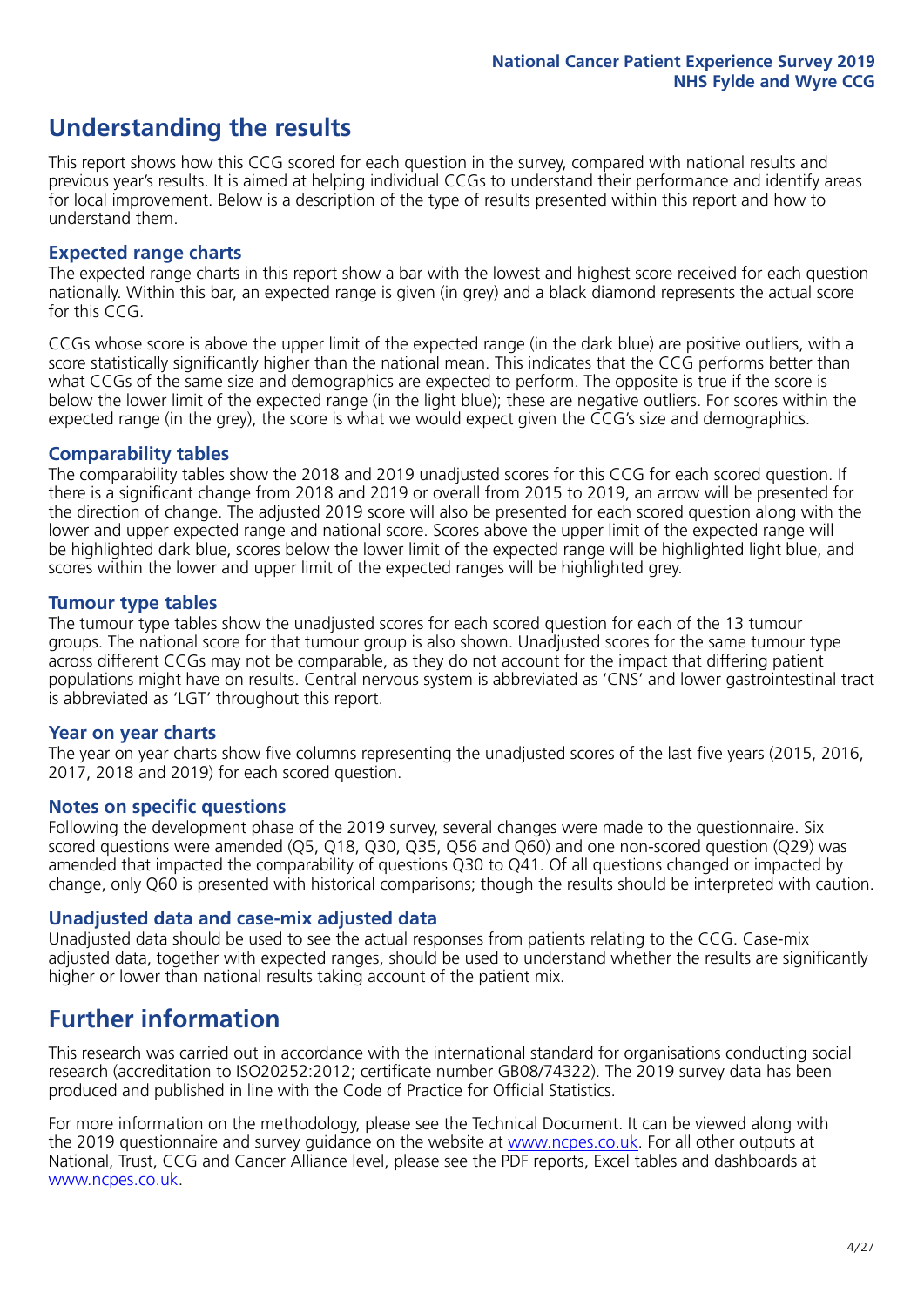## Understanding the results

This report shows how this CCG scored for each question in the survey, compared with national results and previous year's results. It is aimed at helping individual CCGs to understand their performance and identify areas for local improvement. Below is a description of the type of results presented within this report and how to understand them.

### Expected range charts

The expected range charts in this report show a bar with the lowest and highest score received for each question nationally. Within this bar, an expected range is given (in grey) and a black diamond represents the actual score for this CCG.

CCGs whose score is above the upper limit of the expected range (in the dark blue) are positive outliers, with a score statistically significantly higher than the national mean. This indicates that the CCG performs better than what CCGs of the same size and demographics are expected to perform. The opposite is true if the score is below the lower limit of the expected range (in the light blue); these are negative outliers. For scores within the expected range (in the grey), the score is what we would expect given the CCG's size and demographics.

### Comparability tables

The comparability tables show the 2018 and 2019 unadjusted scores for this CCG for each scored question. If there is a significant change from 2018 and 2019 or overall from 2015 to 2019, an arrow will be presented for the direction of change. The adjusted 2019 score will also be presented for each scored question along with the lower and upper expected range and national score. Scores above the upper limit of the expected range will be highlighted dark blue, scores below the lower limit of the expected range will be highlighted light blue, and scores within the lower and upper limit of the expected ranges will be highlighted grey.

### Tumour type tables

The tumour type tables show the unadjusted scores for each scored question for each of the 13 tumour groups. The national score for that tumour group is also shown. Unadjusted scores for the same tumour type across different CCGs may not be comparable, as they do not account for the impact that differing patient populations might have on results. Central nervous system is abbreviated as 'CNS' and lower gastrointestinal tract is abbreviated as 'LGT' throughout this report.

### Year on year charts

The year on year charts show five columns representing the unadjusted scores of the last five years (2015, 2016, 2017, 2018 and 2019) for each scored question.

### Notes on specific questions

Following the development phase of the 2019 survey, several changes were made to the questionnaire. Six scored questions were amended (Q5, Q18, Q30, Q35, Q56 and Q60) and one non-scored question (Q29) was amended that impacted the comparability of questions Q30 to Q41. Of all questions changed or impacted by change, only Q60 is presented with historical comparisons; though the results should be interpreted with caution.

### Unadjusted data and case-mix adjusted data

Unadjusted data should be used to see the actual responses from patients relating to the CCG. Case-mix adjusted data, together with expected ranges, should be used to understand whether the results are significantly higher or lower than national results taking account of the patient mix.

## Further information

This research was carried out in accordance with the international standard for organisations conducting social research (accreditation to ISO20252:2012; certificate number GB08/74322). The 2019 survey data has been produced and published in line with the Code of Practice for Official Statistics.

For more information on the methodology, please see the Technical Document. It can be viewed along with the 2019 questionnaire and survey guidance on the website at www.ncpes.co.uk. For all other outputs at National, Trust, CCG and Cancer Alliance level, please see the PDF reports, Excel tables and dashboards at www.ncpes.co.uk.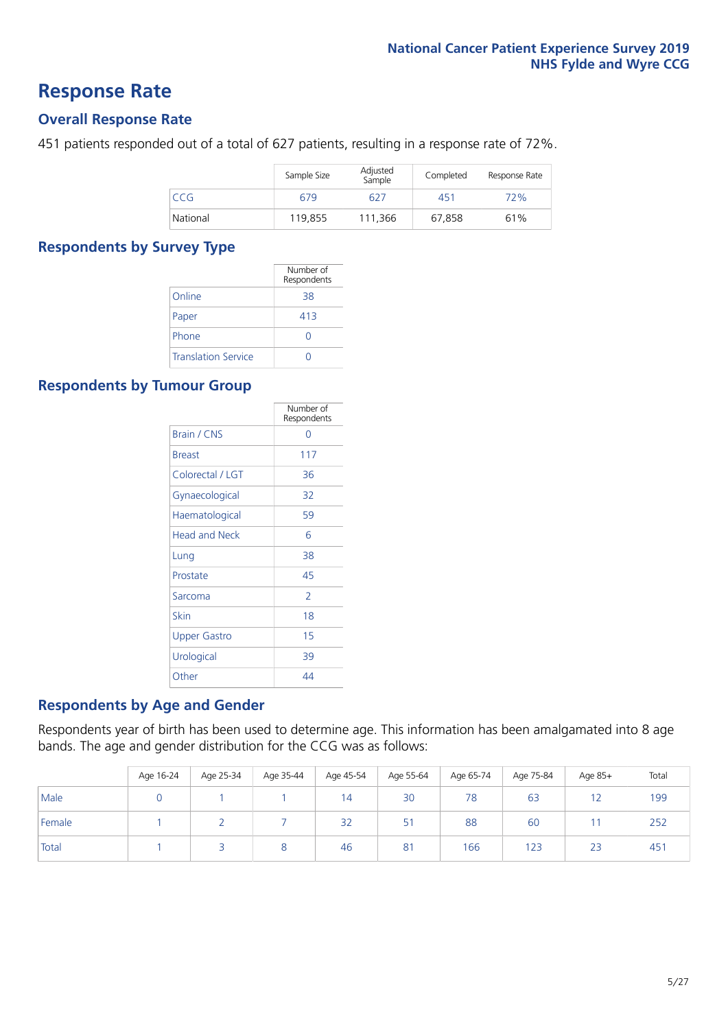# Response Rate

## Overall Response Rate

451 patients responded out of a total of 627 patients, resulting in a response rate of 72%.

| | Sample Size | Adjusted Sample | Completed | Response Rate |
|---|---|---|---|---|
| CCG | 679 | 627 | 451 | 72% |
| National | 119,855 | 111,366 | 67,858 | 61% |

## Respondents by Survey Type

| | Number of Respondents |
|---|---|
| Online | 38 |
| Paper | 413 |
| Phone | 0 |
| Translation Service | 0 |

## Respondents by Tumour Group

| | Number of Respondents |
|---|---|
| Brain / CNS | 0 |
| Breast | 117 |
| Colorectal / LGT | 36 |
| Gynaecological | 32 |
| Haematological | 59 |
| Head and Neck | 6 |
| Lung | 38 |
| Prostate | 45 |
| Sarcoma | 2 |
| Skin | 18 |
| Upper Gastro | 15 |
| Urological | 39 |
| Other | 44 |

## Respondents by Age and Gender

Respondents year of birth has been used to determine age. This information has been amalgamated into 8 age bands. The age and gender distribution for the CCG was as follows:

| | Age 16-24 | Age 25-34 | Age 35-44 | Age 45-54 | Age 55-64 | Age 65-74 | Age 75-84 | Age 85+ | Total |
|---|---|---|---|---|---|---|---|---|---|
| Male | 0 | 1 | 1 | 14 | 30 | 78 | 63 | 12 | 199 |
| Female | 1 | 2 | 7 | 32 | 51 | 88 | 60 | 11 | 252 |
| Total | 1 | 3 | 8 | 46 | 81 | 166 | 123 | 23 | 451 |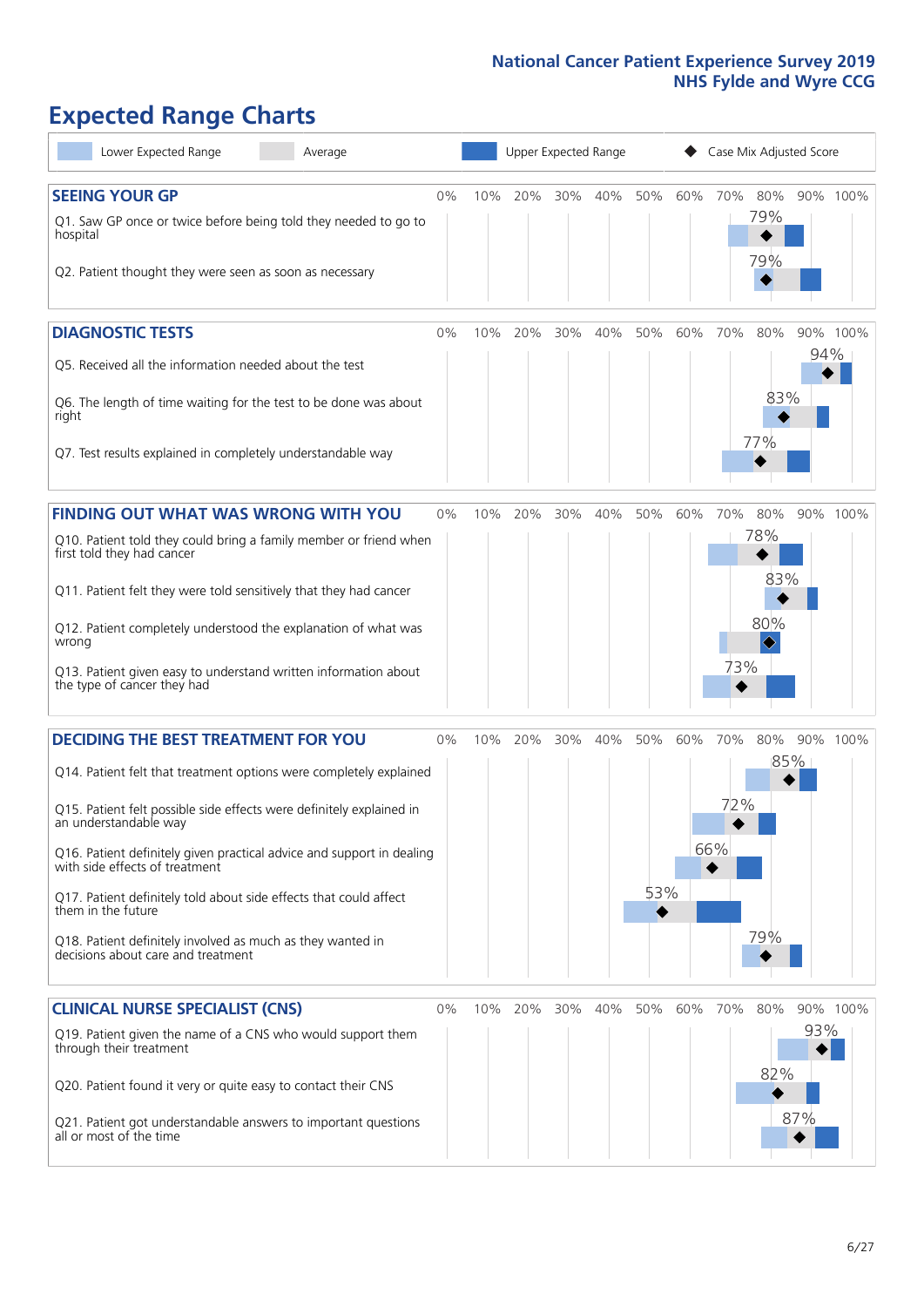# Expected Range Charts

Lower Expected Range | Average | Upper Expected Range | Case Mix Adjusted Score

## SEEING YOUR GP

| Question | Case Mix Adjusted Score |
|---|---|
| Q1. Saw GP once or twice before being told they needed to go to hospital | 79% |
| Q2. Patient thought they were seen as soon as necessary | 79% |

## DIAGNOSTIC TESTS

| Question | Case Mix Adjusted Score |
|---|---|
| Q5. Received all the information needed about the test | 94% |
| Q6. The length of time waiting for the test to be done was about right | 83% |
| Q7. Test results explained in completely understandable way | 77% |

## FINDING OUT WHAT WAS WRONG WITH YOU

| Question | Case Mix Adjusted Score |
|---|---|
| Q10. Patient told they could bring a family member or friend when first told they had cancer | 78% |
| Q11. Patient felt they were told sensitively that they had cancer | 83% |
| Q12. Patient completely understood the explanation of what was wrong | 80% |
| Q13. Patient given easy to understand written information about the type of cancer they had | 73% |

## DECIDING THE BEST TREATMENT FOR YOU

| Question | Case Mix Adjusted Score |
|---|---|
| Q14. Patient felt that treatment options were completely explained | 85% |
| Q15. Patient felt possible side effects were definitely explained in an understandable way | 72% |
| Q16. Patient definitely given practical advice and support in dealing with side effects of treatment | 66% |
| Q17. Patient definitely told about side effects that could affect them in the future | 53% |
| Q18. Patient definitely involved as much as they wanted in decisions about care and treatment | 79% |

## CLINICAL NURSE SPECIALIST (CNS)

| Question | Case Mix Adjusted Score |
|---|---|
| Q19. Patient given the name of a CNS who would support them through their treatment | 93% |
| Q20. Patient found it very or quite easy to contact their CNS | 82% |
| Q21. Patient got understandable answers to important questions all or most of the time | 87% |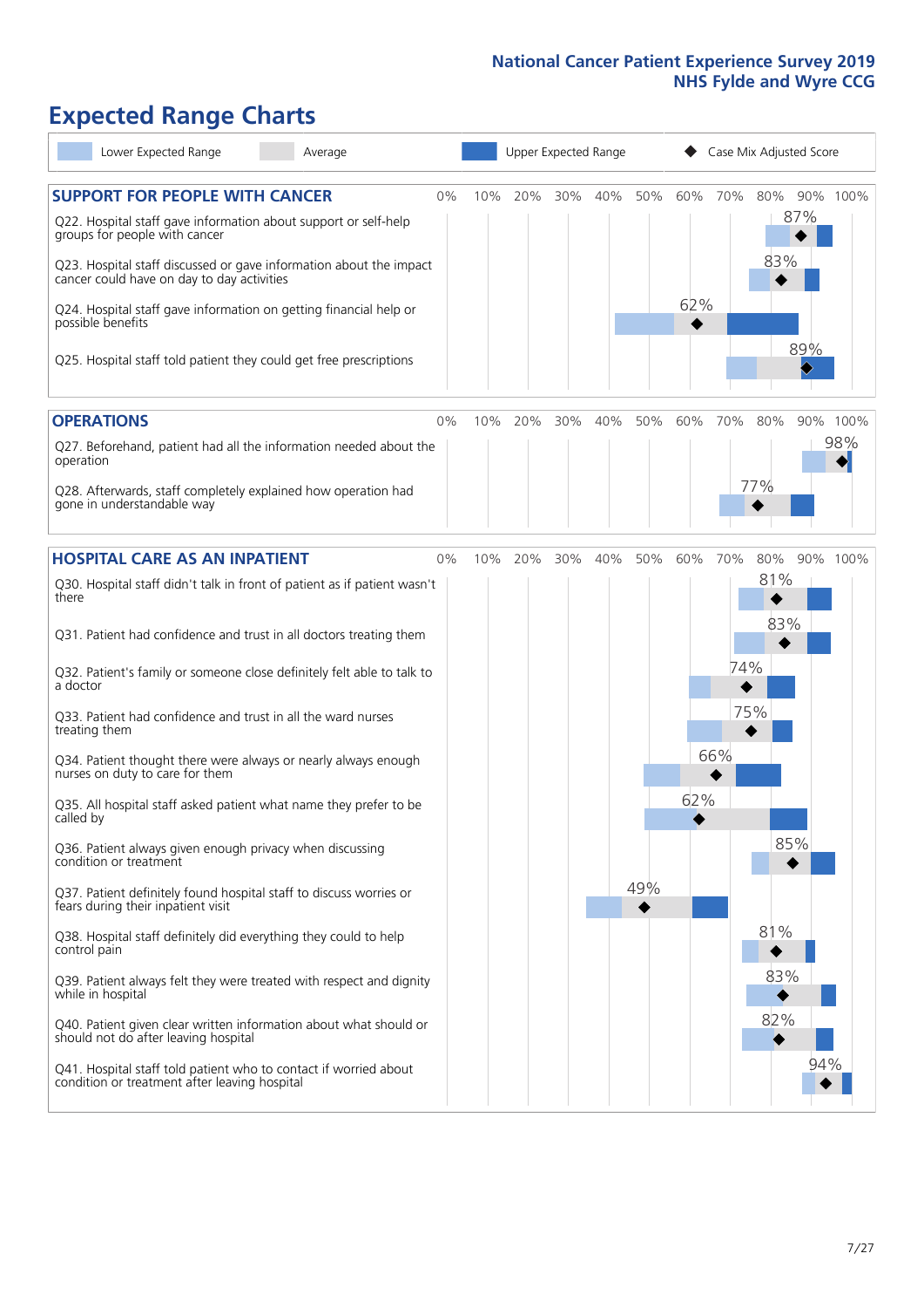# National Cancer Patient Experience Survey 2019
## NHS Fylde and Wyre CCG

# Expected Range Charts

Legend: Lower Expected Range | Average | Upper Expected Range | ◆ Case Mix Adjusted Score

## SUPPORT FOR PEOPLE WITH CANCER

| Question | Case Mix Adjusted Score |
|---|---|
| Q22. Hospital staff gave information about support or self-help groups for people with cancer | 87% |
| Q23. Hospital staff discussed or gave information about the impact cancer could have on day to day activities | 83% |
| Q24. Hospital staff gave information on getting financial help or possible benefits | 62% |
| Q25. Hospital staff told patient they could get free prescriptions | 89% |

## OPERATIONS

| Question | Case Mix Adjusted Score |
|---|---|
| Q27. Beforehand, patient had all the information needed about the operation | 98% |
| Q28. Afterwards, staff completely explained how operation had gone in understandable way | 77% |

## HOSPITAL CARE AS AN INPATIENT

| Question | Case Mix Adjusted Score |
|---|---|
| Q30. Hospital staff didn't talk in front of patient as if patient wasn't there | 81% |
| Q31. Patient had confidence and trust in all doctors treating them | 83% |
| Q32. Patient's family or someone close definitely felt able to talk to a doctor | 74% |
| Q33. Patient had confidence and trust in all the ward nurses treating them | 75% |
| Q34. Patient thought there were always or nearly always enough nurses on duty to care for them | 66% |
| Q35. All hospital staff asked patient what name they prefer to be called by | 62% |
| Q36. Patient always given enough privacy when discussing condition or treatment | 85% |
| Q37. Patient definitely found hospital staff to discuss worries or fears during their inpatient visit | 49% |
| Q38. Hospital staff definitely did everything they could to help control pain | 81% |
| Q39. Patient always felt they were treated with respect and dignity while in hospital | 83% |
| Q40. Patient given clear written information about what should or should not do after leaving hospital | 82% |
| Q41. Hospital staff told patient who to contact if worried about condition or treatment after leaving hospital | 94% |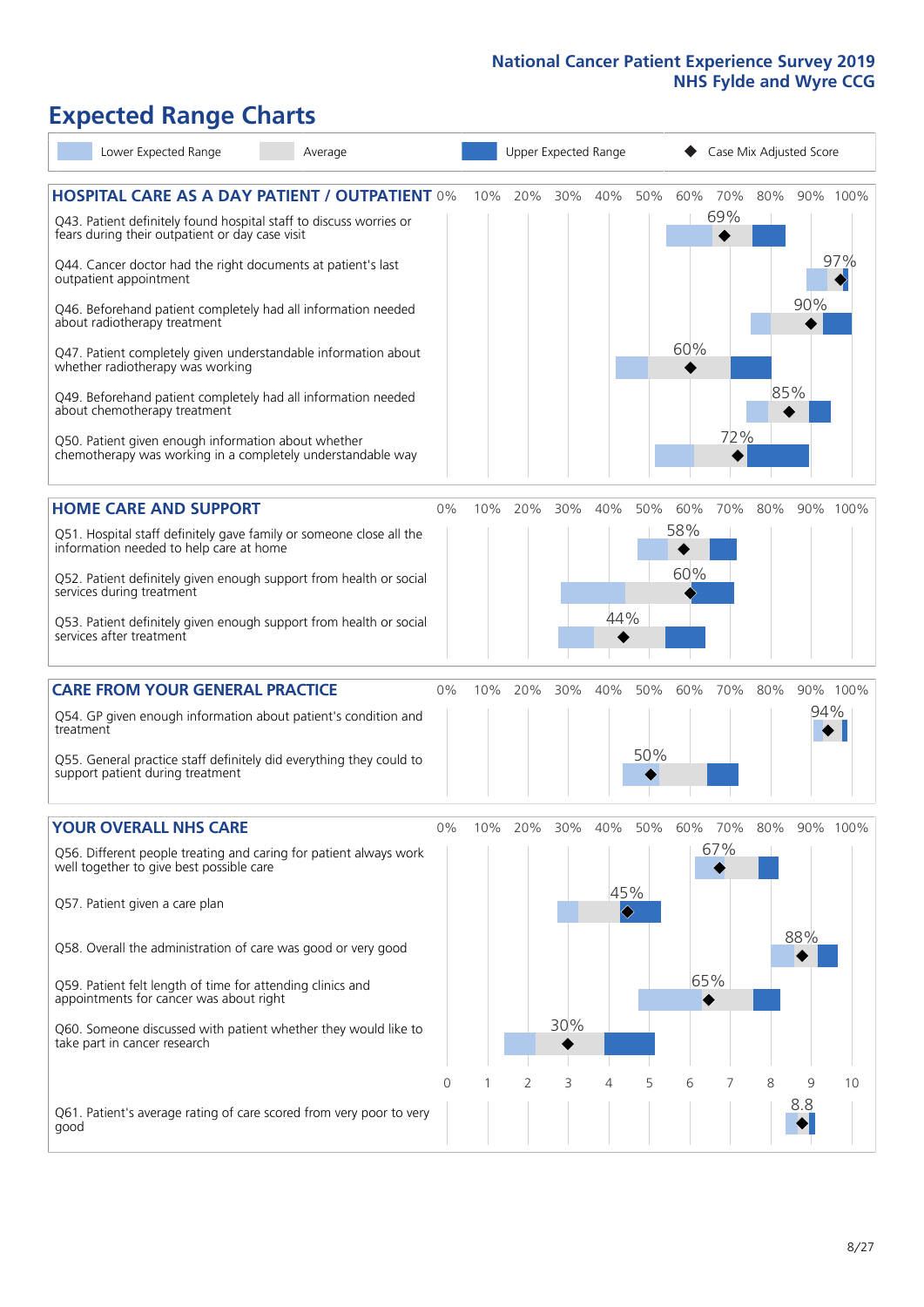# Expected Range Charts

Legend: Lower Expected Range | Average | Upper Expected Range | ◆ Case Mix Adjusted Score

## HOSPITAL CARE AS A DAY PATIENT / OUTPATIENT

| Question | Case Mix Adjusted Score |
| --- | --- |
| Q43. Patient definitely found hospital staff to discuss worries or fears during their outpatient or day case visit | 69% |
| Q44. Cancer doctor had the right documents at patient's last outpatient appointment | 97% |
| Q46. Beforehand patient completely had all information needed about radiotherapy treatment | 90% |
| Q47. Patient completely given understandable information about whether radiotherapy was working | 60% |
| Q49. Beforehand patient completely had all information needed about chemotherapy treatment | 85% |
| Q50. Patient given enough information about whether chemotherapy was working in a completely understandable way | 72% |

## HOME CARE AND SUPPORT

| Question | Case Mix Adjusted Score |
| --- | --- |
| Q51. Hospital staff definitely gave family or someone close all the information needed to help care at home | 58% |
| Q52. Patient definitely given enough support from health or social services during treatment | 60% |
| Q53. Patient definitely given enough support from health or social services after treatment | 44% |

## CARE FROM YOUR GENERAL PRACTICE

| Question | Case Mix Adjusted Score |
| --- | --- |
| Q54. GP given enough information about patient's condition and treatment | 94% |
| Q55. General practice staff definitely did everything they could to support patient during treatment | 50% |

## YOUR OVERALL NHS CARE

| Question | Case Mix Adjusted Score |
| --- | --- |
| Q56. Different people treating and caring for patient always work well together to give best possible care | 67% |
| Q57. Patient given a care plan | 45% |
| Q58. Overall the administration of care was good or very good | 88% |
| Q59. Patient felt length of time for attending clinics and appointments for cancer was about right | 65% |
| Q60. Someone discussed with patient whether they would like to take part in cancer research | 30% |
| Q61. Patient's average rating of care scored from very poor to very good | 8.8 |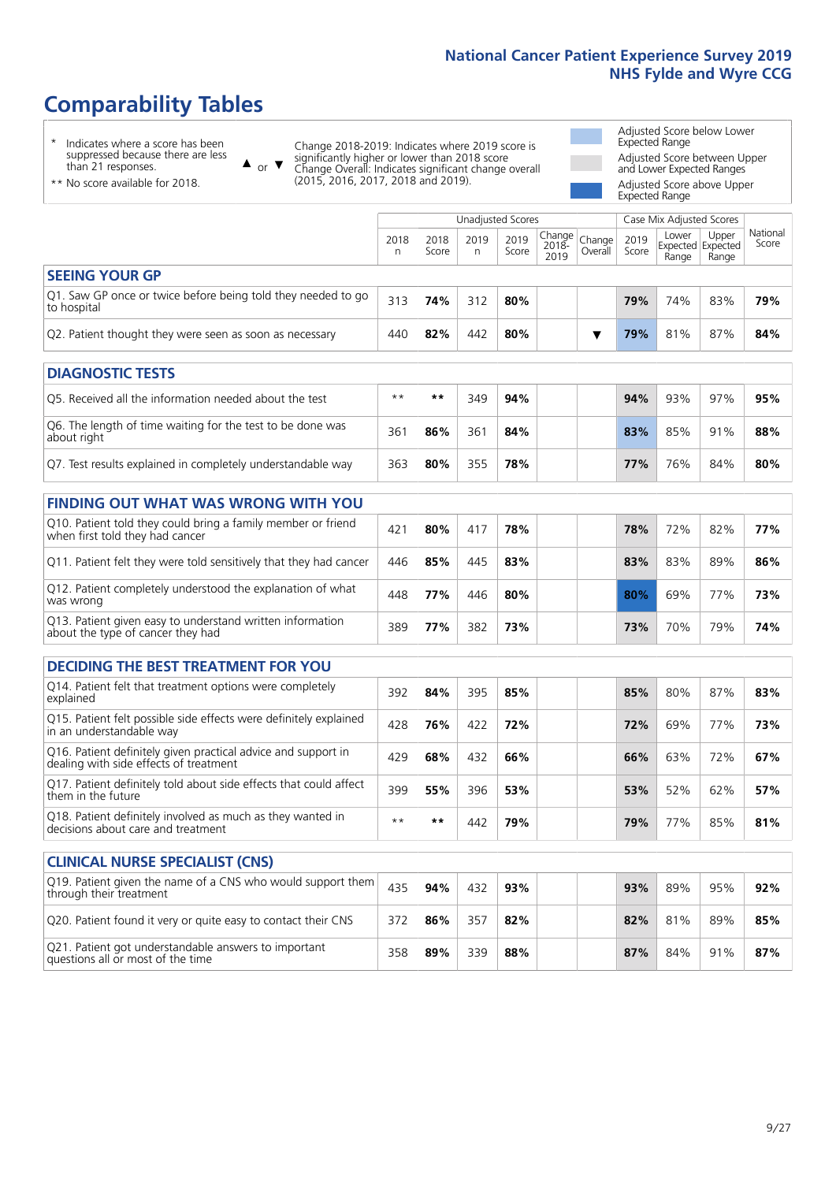# Comparability Tables

\* Indicates where a score has been suppressed because there are less than 21 responses.

\*\* No score available for 2018.

▲ or ▼ Change 2018-2019: Indicates where 2019 score is significantly higher or lower than 2018 score. Change Overall: Indicates significant change overall (2015, 2016, 2017, 2018 and 2019).

Adjusted Score below Lower Expected Range

Adjusted Score between Upper and Lower Expected Ranges

Adjusted Score above Upper Expected Range

| | Unadjusted Scores | | | | | | Case Mix Adjusted Scores | | | |
|---|---|---|---|---|---|---|---|---|---|---|
| | 2018 n | 2018 Score | 2019 n | 2019 Score | Change 2018-2019 | Change Overall | 2019 Score | Lower Expected Range | Upper Expected Range | National Score |
| **SEEING YOUR GP** | | | | | | | | | | |
| Q1. Saw GP once or twice before being told they needed to go to hospital | 313 | **74%** | 312 | **80%** | | | **79%** | 74% | 83% | **79%** |
| Q2. Patient thought they were seen as soon as necessary | 440 | **82%** | 442 | **80%** | | ▼ | **79%** | 81% | 87% | **84%** |
| **DIAGNOSTIC TESTS** | | | | | | | | | | |
| Q5. Received all the information needed about the test | ** | ** | 349 | **94%** | | | **94%** | 93% | 97% | **95%** |
| Q6. The length of time waiting for the test to be done was about right | 361 | **86%** | 361 | **84%** | | | **83%** | 85% | 91% | **88%** |
| Q7. Test results explained in completely understandable way | 363 | **80%** | 355 | **78%** | | | **77%** | 76% | 84% | **80%** |
| **FINDING OUT WHAT WAS WRONG WITH YOU** | | | | | | | | | | |
| Q10. Patient told they could bring a family member or friend when first told they had cancer | 421 | **80%** | 417 | **78%** | | | **78%** | 72% | 82% | **77%** |
| Q11. Patient felt they were told sensitively that they had cancer | 446 | **85%** | 445 | **83%** | | | **83%** | 83% | 89% | **86%** |
| Q12. Patient completely understood the explanation of what was wrong | 448 | **77%** | 446 | **80%** | | | **80%** | 69% | 77% | **73%** |
| Q13. Patient given easy to understand written information about the type of cancer they had | 389 | **77%** | 382 | **73%** | | | **73%** | 70% | 79% | **74%** |
| **DECIDING THE BEST TREATMENT FOR YOU** | | | | | | | | | | |
| Q14. Patient felt that treatment options were completely explained | 392 | **84%** | 395 | **85%** | | | **85%** | 80% | 87% | **83%** |
| Q15. Patient felt possible side effects were definitely explained in an understandable way | 428 | **76%** | 422 | **72%** | | | **72%** | 69% | 77% | **73%** |
| Q16. Patient definitely given practical advice and support in dealing with side effects of treatment | 429 | **68%** | 432 | **66%** | | | **66%** | 63% | 72% | **67%** |
| Q17. Patient definitely told about side effects that could affect them in the future | 399 | **55%** | 396 | **53%** | | | **53%** | 52% | 62% | **57%** |
| Q18. Patient definitely involved as much as they wanted in decisions about care and treatment | ** | ** | 442 | **79%** | | | **79%** | 77% | 85% | **81%** |
| **CLINICAL NURSE SPECIALIST (CNS)** | | | | | | | | | | |
| Q19. Patient given the name of a CNS who would support them through their treatment | 435 | **94%** | 432 | **93%** | | | **93%** | 89% | 95% | **92%** |
| Q20. Patient found it very or quite easy to contact their CNS | 372 | **86%** | 357 | **82%** | | | **82%** | 81% | 89% | **85%** |
| Q21. Patient got understandable answers to important questions all or most of the time | 358 | **89%** | 339 | **88%** | | | **87%** | 84% | 91% | **87%** |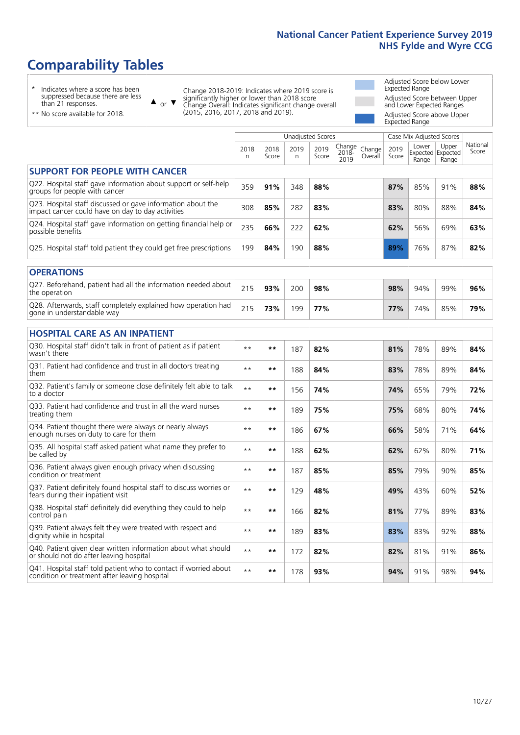# Comparability Tables

\* Indicates where a score has been suppressed because there are less than 21 responses.

** No score available for 2018.

▲ or ▼ Change 2018-2019: Indicates where 2019 score is significantly higher or lower than 2018 score. Change Overall: Indicates significant change overall (2015, 2016, 2017, 2018 and 2019).

Adjusted Score below Lower Expected Range

Adjusted Score between Upper and Lower Expected Ranges

Adjusted Score above Upper Expected Range

| | Unadjusted Scores | | | | | | Case Mix Adjusted Scores | | | |
|---|---|---|---|---|---|---|---|---|---|---|
| | 2018 n | 2018 Score | 2019 n | 2019 Score | Change 2018-2019 | Change Overall | 2019 Score | Lower Expected Range | Upper Expected Range | National Score |
| **SUPPORT FOR PEOPLE WITH CANCER** | | | | | | | | | | |
| Q22. Hospital staff gave information about support or self-help groups for people with cancer | 359 | 91% | 348 | 88% | | | 87% | 85% | 91% | 88% |
| Q23. Hospital staff discussed or gave information about the impact cancer could have on day to day activities | 308 | 85% | 282 | 83% | | | 83% | 80% | 88% | 84% |
| Q24. Hospital staff gave information on getting financial help or possible benefits | 235 | 66% | 222 | 62% | | | 62% | 56% | 69% | 63% |
| Q25. Hospital staff told patient they could get free prescriptions | 199 | 84% | 190 | 88% | | | 89% | 76% | 87% | 82% |
| **OPERATIONS** | | | | | | | | | | |
| Q27. Beforehand, patient had all the information needed about the operation | 215 | 93% | 200 | 98% | | | 98% | 94% | 99% | 96% |
| Q28. Afterwards, staff completely explained how operation had gone in understandable way | 215 | 73% | 199 | 77% | | | 77% | 74% | 85% | 79% |
| **HOSPITAL CARE AS AN INPATIENT** | | | | | | | | | | |
| Q30. Hospital staff didn't talk in front of patient as if patient wasn't there | ** | ** | 187 | 82% | | | 81% | 78% | 89% | 84% |
| Q31. Patient had confidence and trust in all doctors treating them | ** | ** | 188 | 84% | | | 83% | 78% | 89% | 84% |
| Q32. Patient's family or someone close definitely felt able to talk to a doctor | ** | ** | 156 | 74% | | | 74% | 65% | 79% | 72% |
| Q33. Patient had confidence and trust in all the ward nurses treating them | ** | ** | 189 | 75% | | | 75% | 68% | 80% | 74% |
| Q34. Patient thought there were always or nearly always enough nurses on duty to care for them | ** | ** | 186 | 67% | | | 66% | 58% | 71% | 64% |
| Q35. All hospital staff asked patient what name they prefer to be called by | ** | ** | 188 | 62% | | | 62% | 62% | 80% | 71% |
| Q36. Patient always given enough privacy when discussing condition or treatment | ** | ** | 187 | 85% | | | 85% | 79% | 90% | 85% |
| Q37. Patient definitely found hospital staff to discuss worries or fears during their inpatient visit | ** | ** | 129 | 48% | | | 49% | 43% | 60% | 52% |
| Q38. Hospital staff definitely did everything they could to help control pain | ** | ** | 166 | 82% | | | 81% | 77% | 89% | 83% |
| Q39. Patient always felt they were treated with respect and dignity while in hospital | ** | ** | 189 | 83% | | | 83% | 83% | 92% | 88% |
| Q40. Patient given clear written information about what should or should not do after leaving hospital | ** | ** | 172 | 82% | | | 82% | 81% | 91% | 86% |
| Q41. Hospital staff told patient who to contact if worried about condition or treatment after leaving hospital | ** | ** | 178 | 93% | | | 94% | 91% | 98% | 94% |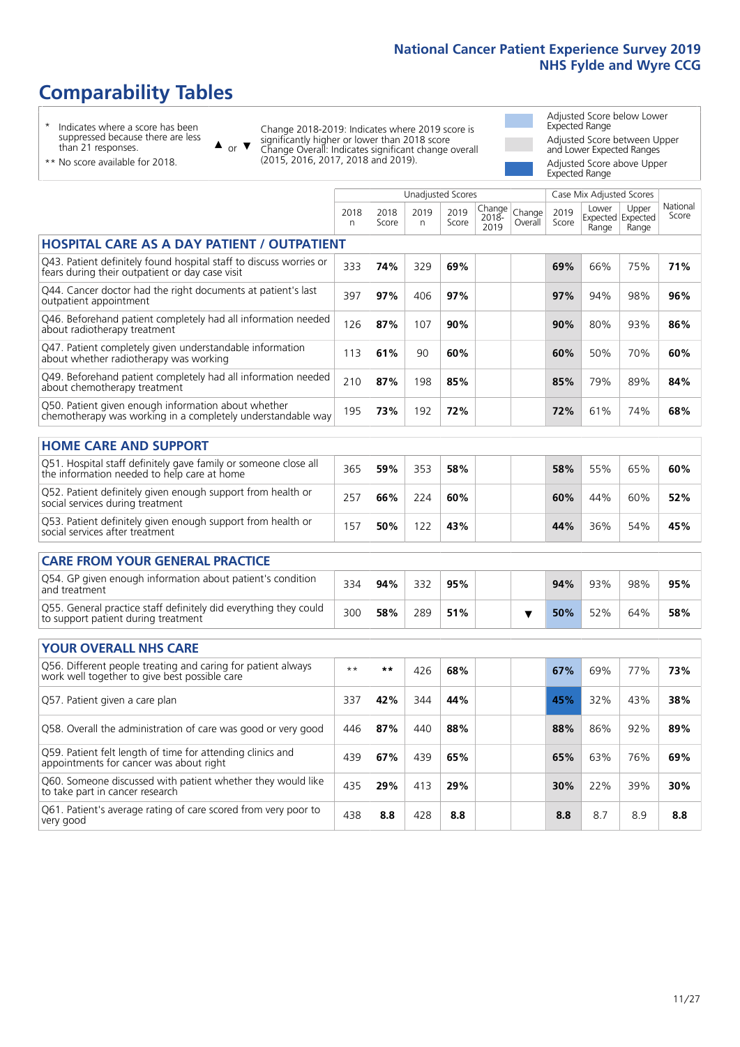# Comparability Tables

\* Indicates where a score has been suppressed because there are less than 21 responses.

\*\* No score available for 2018.

▲ or ▼ Change 2018-2019: Indicates where 2019 score is significantly higher or lower than 2018 score. Change Overall: Indicates significant change overall (2015, 2016, 2017, 2018 and 2019).

Adjusted Score below Lower Expected Range

Adjusted Score between Upper and Lower Expected Ranges

Adjusted Score above Upper Expected Range

| | Unadjusted Scores | | | | | | Case Mix Adjusted Scores | | | |
|---|---|---|---|---|---|---|---|---|---|---|
| | 2018 n | 2018 Score | 2019 n | 2019 Score | Change 2018-2019 | Change Overall | 2019 Score | Lower Expected Range | Upper Expected Range | National Score |
| **HOSPITAL CARE AS A DAY PATIENT / OUTPATIENT** | | | | | | | | | | |
| Q43. Patient definitely found hospital staff to discuss worries or fears during their outpatient or day case visit | 333 | **74%** | 329 | **69%** | | | **69%** | 66% | 75% | **71%** |
| Q44. Cancer doctor had the right documents at patient's last outpatient appointment | 397 | **97%** | 406 | **97%** | | | **97%** | 94% | 98% | **96%** |
| Q46. Beforehand patient completely had all information needed about radiotherapy treatment | 126 | **87%** | 107 | **90%** | | | **90%** | 80% | 93% | **86%** |
| Q47. Patient completely given understandable information about whether radiotherapy was working | 113 | **61%** | 90 | **60%** | | | **60%** | 50% | 70% | **60%** |
| Q49. Beforehand patient completely had all information needed about chemotherapy treatment | 210 | **87%** | 198 | **85%** | | | **85%** | 79% | 89% | **84%** |
| Q50. Patient given enough information about whether chemotherapy was working in a completely understandable way | 195 | **73%** | 192 | **72%** | | | **72%** | 61% | 74% | **68%** |
| **HOME CARE AND SUPPORT** | | | | | | | | | | |
| Q51. Hospital staff definitely gave family or someone close all the information needed to help care at home | 365 | **59%** | 353 | **58%** | | | **58%** | 55% | 65% | **60%** |
| Q52. Patient definitely given enough support from health or social services during treatment | 257 | **66%** | 224 | **60%** | | | **60%** | 44% | 60% | **52%** |
| Q53. Patient definitely given enough support from health or social services after treatment | 157 | **50%** | 122 | **43%** | | | **44%** | 36% | 54% | **45%** |
| **CARE FROM YOUR GENERAL PRACTICE** | | | | | | | | | | |
| Q54. GP given enough information about patient's condition and treatment | 334 | **94%** | 332 | **95%** | | | **94%** | 93% | 98% | **95%** |
| Q55. General practice staff definitely did everything they could to support patient during treatment | 300 | **58%** | 289 | **51%** | | ▼ | **50%** | 52% | 64% | **58%** |
| **YOUR OVERALL NHS CARE** | | | | | | | | | | |
| Q56. Different people treating and caring for patient always work well together to give best possible care | \*\* | **\*\*** | 426 | **68%** | | | **67%** | 69% | 77% | **73%** |
| Q57. Patient given a care plan | 337 | **42%** | 344 | **44%** | | | **45%** | 32% | 43% | **38%** |
| Q58. Overall the administration of care was good or very good | 446 | **87%** | 440 | **88%** | | | **88%** | 86% | 92% | **89%** |
| Q59. Patient felt length of time for attending clinics and appointments for cancer was about right | 439 | **67%** | 439 | **65%** | | | **65%** | 63% | 76% | **69%** |
| Q60. Someone discussed with patient whether they would like to take part in cancer research | 435 | **29%** | 413 | **29%** | | | **30%** | 22% | 39% | **30%** |
| Q61. Patient's average rating of care scored from very poor to very good | 438 | **8.8** | 428 | **8.8** | | | **8.8** | 8.7 | 8.9 | **8.8** |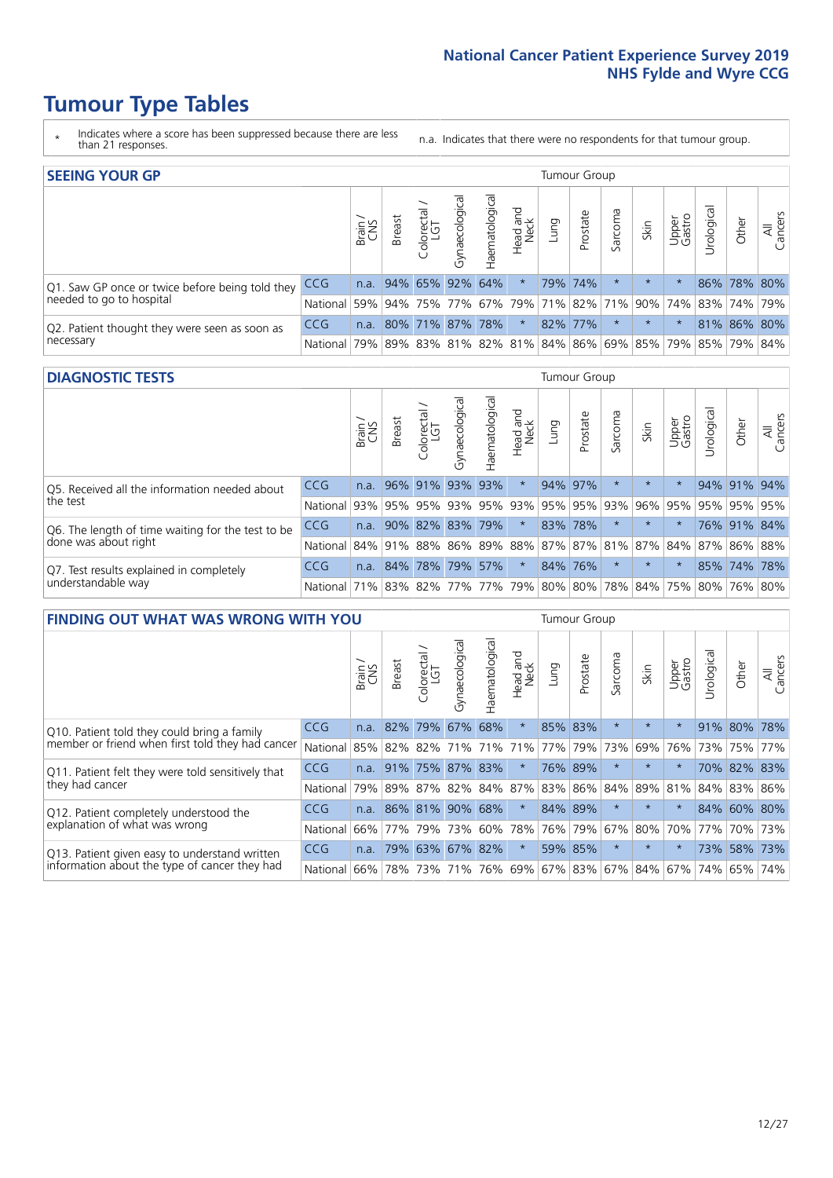# Tumour Type Tables

\* Indicates where a score has been suppressed because there are less than 21 responses.

n.a. Indicates that there were no respondents for that tumour group.

## SEEING YOUR GP

| | | Brain / CNS | Breast | Colorectal / LGT | Gynaecological | Haematological | Head and Neck | Lung | Prostate | Sarcoma | Skin | Upper Gastro | Urological | Other | All Cancers |
|---|---|---|---|---|---|---|---|---|---|---|---|---|---|---|---|
| Q1. Saw GP once or twice before being told they needed to go to hospital | CCG | n.a. | 94% | 65% | 92% | 64% | * | 79% | 74% | * | * | * | 86% | 78% | 80% |
| | National | 59% | 94% | 75% | 77% | 67% | 79% | 71% | 82% | 71% | 90% | 74% | 83% | 74% | 79% |
| Q2. Patient thought they were seen as soon as necessary | CCG | n.a. | 80% | 71% | 87% | 78% | * | 82% | 77% | * | * | * | 81% | 86% | 80% |
| | National | 79% | 89% | 83% | 81% | 82% | 81% | 84% | 86% | 69% | 85% | 79% | 85% | 79% | 84% |

## DIAGNOSTIC TESTS

| | | Brain / CNS | Breast | Colorectal / LGT | Gynaecological | Haematological | Head and Neck | Lung | Prostate | Sarcoma | Skin | Upper Gastro | Urological | Other | All Cancers |
|---|---|---|---|---|---|---|---|---|---|---|---|---|---|---|---|
| Q5. Received all the information needed about the test | CCG | n.a. | 96% | 91% | 93% | 93% | * | 94% | 97% | * | * | * | 94% | 91% | 94% |
| | National | 93% | 95% | 95% | 93% | 95% | 93% | 95% | 95% | 93% | 96% | 95% | 95% | 95% | 95% |
| Q6. The length of time waiting for the test to be done was about right | CCG | n.a. | 90% | 82% | 83% | 79% | * | 83% | 78% | * | * | * | 76% | 91% | 84% |
| | National | 84% | 91% | 88% | 86% | 89% | 88% | 87% | 87% | 81% | 87% | 84% | 87% | 86% | 88% |
| Q7. Test results explained in completely understandable way | CCG | n.a. | 84% | 78% | 79% | 57% | * | 84% | 76% | * | * | * | 85% | 74% | 78% |
| | National | 71% | 83% | 82% | 77% | 77% | 79% | 80% | 80% | 78% | 84% | 75% | 80% | 76% | 80% |

## FINDING OUT WHAT WAS WRONG WITH YOU

| | | Brain / CNS | Breast | Colorectal / LGT | Gynaecological | Haematological | Head and Neck | Lung | Prostate | Sarcoma | Skin | Upper Gastro | Urological | Other | All Cancers |
|---|---|---|---|---|---|---|---|---|---|---|---|---|---|---|---|
| Q10. Patient told they could bring a family member or friend when first told they had cancer | CCG | n.a. | 82% | 79% | 67% | 68% | * | 85% | 83% | * | * | * | 91% | 80% | 78% |
| | National | 85% | 82% | 82% | 71% | 71% | 71% | 77% | 79% | 73% | 69% | 76% | 73% | 75% | 77% |
| Q11. Patient felt they were told sensitively that they had cancer | CCG | n.a. | 91% | 75% | 87% | 83% | * | 76% | 89% | * | * | * | 70% | 82% | 83% |
| | National | 79% | 89% | 87% | 82% | 84% | 87% | 83% | 86% | 84% | 89% | 81% | 84% | 83% | 86% |
| Q12. Patient completely understood the explanation of what was wrong | CCG | n.a. | 86% | 81% | 90% | 68% | * | 84% | 89% | * | * | * | 84% | 60% | 80% |
| | National | 66% | 77% | 79% | 73% | 60% | 78% | 76% | 79% | 67% | 80% | 70% | 77% | 70% | 73% |
| Q13. Patient given easy to understand written information about the type of cancer they had | CCG | n.a. | 79% | 63% | 67% | 82% | * | 59% | 85% | * | * | * | 73% | 58% | 73% |
| | National | 66% | 78% | 73% | 71% | 76% | 69% | 67% | 83% | 67% | 84% | 67% | 74% | 65% | 74% |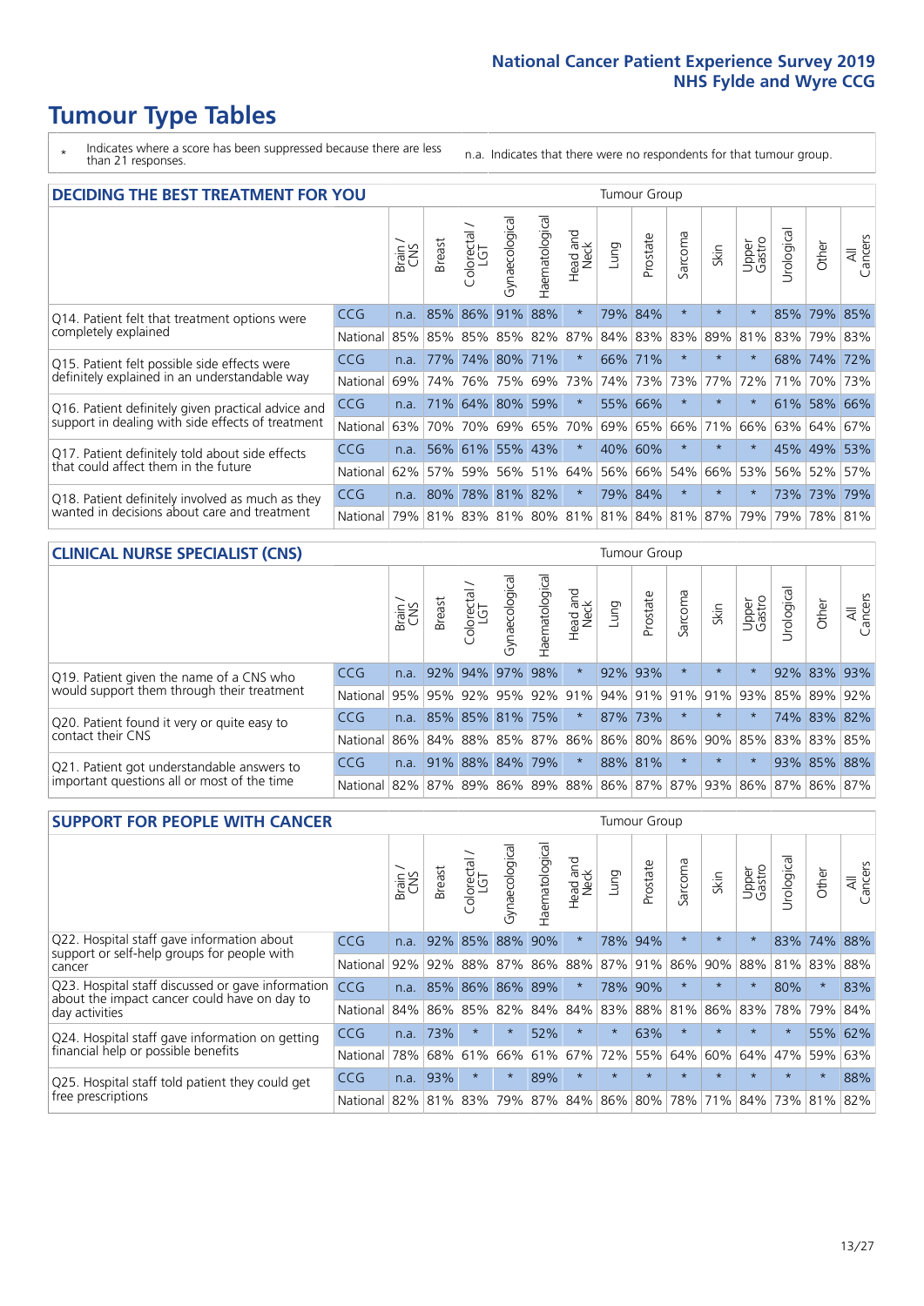# Tumour Type Tables

\* Indicates where a score has been suppressed because there are less than 21 responses.

n.a. Indicates that there were no respondents for that tumour group.

## DECIDING THE BEST TREATMENT FOR YOU

| | | Brain / CNS | Breast | Colorectal / LGT | Gynaecological | Haematological | Head and Neck | Lung | Prostate | Sarcoma | Skin | Upper Gastro | Urological | Other | All Cancers |
|---|---|---|---|---|---|---|---|---|---|---|---|---|---|---|---|
| Q14. Patient felt that treatment options were completely explained | CCG | n.a. | 85% | 86% | 91% | 88% | * | 79% | 84% | * | * | * | 85% | 79% | 85% |
| | National | 85% | 85% | 85% | 85% | 82% | 87% | 84% | 83% | 83% | 89% | 81% | 83% | 79% | 83% |
| Q15. Patient felt possible side effects were definitely explained in an understandable way | CCG | n.a. | 77% | 74% | 80% | 71% | * | 66% | 71% | * | * | * | 68% | 74% | 72% |
| | National | 69% | 74% | 76% | 75% | 69% | 73% | 74% | 73% | 73% | 77% | 72% | 71% | 70% | 73% |
| Q16. Patient definitely given practical advice and support in dealing with side effects of treatment | CCG | n.a. | 71% | 64% | 80% | 59% | * | 55% | 66% | * | * | * | 61% | 58% | 66% |
| | National | 63% | 70% | 70% | 69% | 65% | 70% | 69% | 65% | 66% | 71% | 66% | 63% | 64% | 67% |
| Q17. Patient definitely told about side effects that could affect them in the future | CCG | n.a. | 56% | 61% | 55% | 43% | * | 40% | 60% | * | * | * | 45% | 49% | 53% |
| | National | 62% | 57% | 59% | 56% | 51% | 64% | 56% | 66% | 54% | 66% | 53% | 56% | 52% | 57% |
| Q18. Patient definitely involved as much as they wanted in decisions about care and treatment | CCG | n.a. | 80% | 78% | 81% | 82% | * | 79% | 84% | * | * | * | 73% | 73% | 79% |
| | National | 79% | 81% | 83% | 81% | 80% | 81% | 81% | 84% | 81% | 87% | 79% | 79% | 78% | 81% |

## CLINICAL NURSE SPECIALIST (CNS)

| | | Brain / CNS | Breast | Colorectal / LGT | Gynaecological | Haematological | Head and Neck | Lung | Prostate | Sarcoma | Skin | Upper Gastro | Urological | Other | All Cancers |
|---|---|---|---|---|---|---|---|---|---|---|---|---|---|---|---|
| Q19. Patient given the name of a CNS who would support them through their treatment | CCG | n.a. | 92% | 94% | 97% | 98% | * | 92% | 93% | * | * | * | 92% | 83% | 93% |
| | National | 95% | 95% | 92% | 95% | 92% | 91% | 94% | 91% | 91% | 91% | 93% | 85% | 89% | 92% |
| Q20. Patient found it very or quite easy to contact their CNS | CCG | n.a. | 85% | 85% | 81% | 75% | * | 87% | 73% | * | * | * | 74% | 83% | 82% |
| | National | 86% | 84% | 88% | 85% | 87% | 86% | 86% | 80% | 86% | 90% | 85% | 83% | 83% | 85% |
| Q21. Patient got understandable answers to important questions all or most of the time | CCG | n.a. | 91% | 88% | 84% | 79% | * | 88% | 81% | * | * | * | 93% | 85% | 88% |
| | National | 82% | 87% | 89% | 86% | 89% | 88% | 86% | 87% | 87% | 93% | 86% | 87% | 86% | 87% |

## SUPPORT FOR PEOPLE WITH CANCER

| | | Brain / CNS | Breast | Colorectal / LGT | Gynaecological | Haematological | Head and Neck | Lung | Prostate | Sarcoma | Skin | Upper Gastro | Urological | Other | All Cancers |
|---|---|---|---|---|---|---|---|---|---|---|---|---|---|---|---|
| Q22. Hospital staff gave information about support or self-help groups for people with cancer | CCG | n.a. | 92% | 85% | 88% | 90% | * | 78% | 94% | * | * | * | 83% | 74% | 88% |
| | National | 92% | 92% | 88% | 87% | 86% | 88% | 87% | 91% | 86% | 90% | 88% | 81% | 83% | 88% |
| Q23. Hospital staff discussed or gave information about the impact cancer could have on day to day activities | CCG | n.a. | 85% | 86% | 86% | 89% | * | 78% | 90% | * | * | * | 80% | * | 83% |
| | National | 84% | 86% | 85% | 82% | 84% | 84% | 83% | 88% | 81% | 86% | 83% | 78% | 79% | 84% |
| Q24. Hospital staff gave information on getting financial help or possible benefits | CCG | n.a. | 73% | * | * | 52% | * | * | 63% | * | * | * | * | 55% | 62% |
| | National | 78% | 68% | 61% | 66% | 61% | 67% | 72% | 55% | 64% | 60% | 64% | 47% | 59% | 63% |
| Q25. Hospital staff told patient they could get free prescriptions | CCG | n.a. | 93% | * | * | 89% | * | * | * | * | * | * | * | * | 88% |
| | National | 82% | 81% | 83% | 79% | 87% | 84% | 86% | 80% | 78% | 71% | 84% | 73% | 81% | 82% |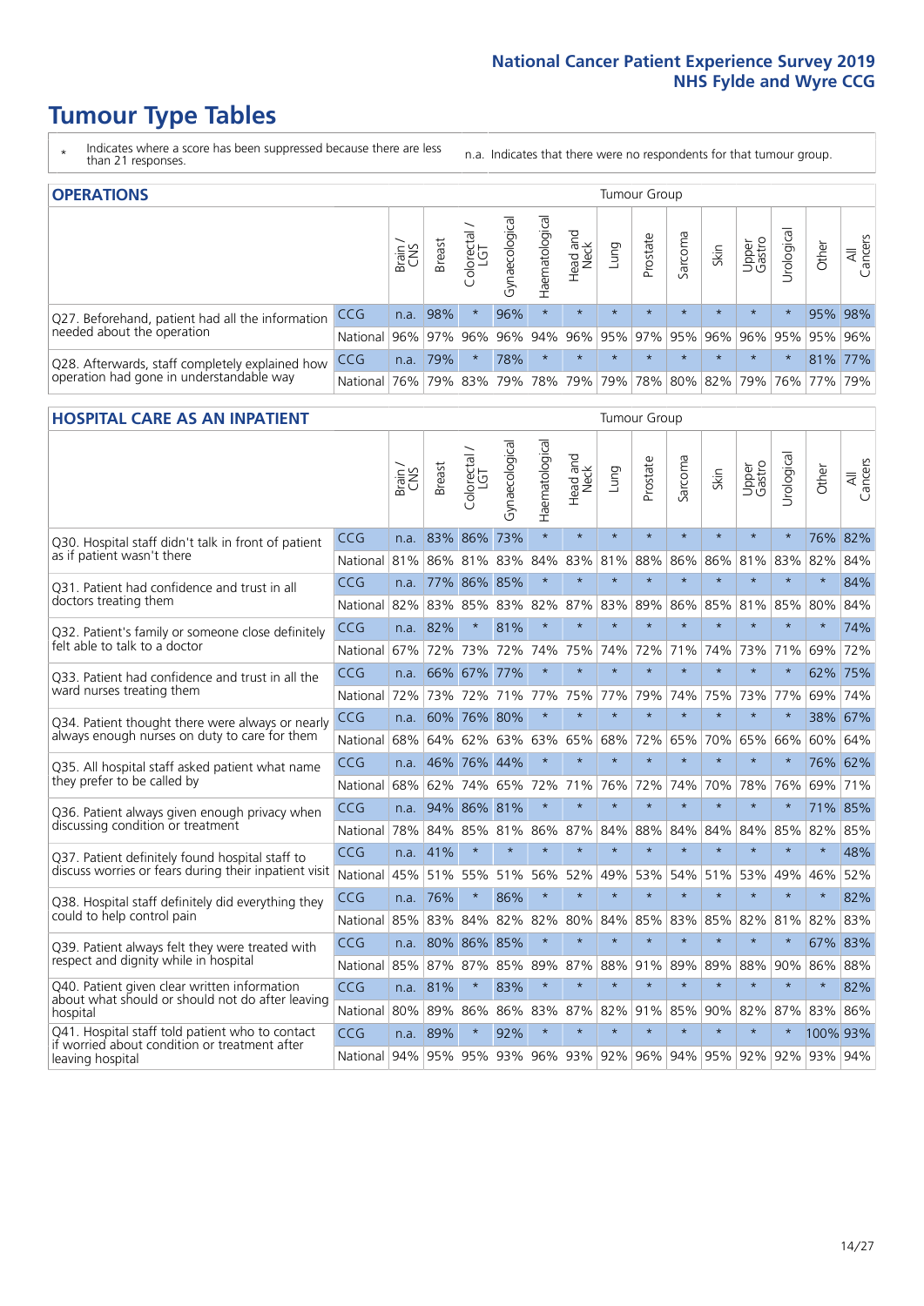# Tumour Type Tables

\* Indicates where a score has been suppressed because there are less than 21 responses.

n.a. Indicates that there were no respondents for that tumour group.

## OPERATIONS

| | | Brain / CNS | Breast | Colorectal / LGT | Gynaecological | Haematological | Head and Neck | Lung | Prostate | Sarcoma | Skin | Upper Gastro | Urological | Other | All Cancers |
|---|---|---|---|---|---|---|---|---|---|---|---|---|---|---|---|
| Q27. Beforehand, patient had all the information needed about the operation | CCG | n.a. | 98% | * | 96% | * | * | * | * | * | * | * | * | 95% | 98% |
| | National | 96% | 97% | 96% | 96% | 94% | 96% | 95% | 97% | 95% | 96% | 96% | 95% | 95% | 96% |
| Q28. Afterwards, staff completely explained how operation had gone in understandable way | CCG | n.a. | 79% | * | 78% | * | * | * | * | * | * | * | * | 81% | 77% |
| | National | 76% | 79% | 83% | 79% | 78% | 79% | 79% | 78% | 80% | 82% | 79% | 76% | 77% | 79% |

## HOSPITAL CARE AS AN INPATIENT

| | | Brain / CNS | Breast | Colorectal / LGT | Gynaecological | Haematological | Head and Neck | Lung | Prostate | Sarcoma | Skin | Upper Gastro | Urological | Other | All Cancers |
|---|---|---|---|---|---|---|---|---|---|---|---|---|---|---|---|
| Q30. Hospital staff didn't talk in front of patient as if patient wasn't there | CCG | n.a. | 83% | 86% | 73% | * | * | * | * | * | * | * | * | 76% | 82% |
| | National | 81% | 86% | 81% | 83% | 84% | 83% | 81% | 88% | 86% | 86% | 81% | 83% | 82% | 84% |
| Q31. Patient had confidence and trust in all doctors treating them | CCG | n.a. | 77% | 86% | 85% | * | * | * | * | * | * | * | * | * | 84% |
| | National | 82% | 83% | 85% | 83% | 82% | 87% | 83% | 89% | 86% | 85% | 81% | 85% | 80% | 84% |
| Q32. Patient's family or someone close definitely felt able to talk to a doctor | CCG | n.a. | 82% | * | 81% | * | * | * | * | * | * | * | * | * | 74% |
| | National | 67% | 72% | 73% | 72% | 74% | 75% | 74% | 72% | 71% | 74% | 73% | 71% | 69% | 72% |
| Q33. Patient had confidence and trust in all the ward nurses treating them | CCG | n.a. | 66% | 67% | 77% | * | * | * | * | * | * | * | * | 62% | 75% |
| | National | 72% | 73% | 72% | 71% | 77% | 75% | 77% | 79% | 74% | 75% | 73% | 77% | 69% | 74% |
| Q34. Patient thought there were always or nearly always enough nurses on duty to care for them | CCG | n.a. | 60% | 76% | 80% | * | * | * | * | * | * | * | * | 38% | 67% |
| | National | 68% | 64% | 62% | 63% | 63% | 65% | 68% | 72% | 65% | 70% | 65% | 66% | 60% | 64% |
| Q35. All hospital staff asked patient what name they prefer to be called by | CCG | n.a. | 46% | 76% | 44% | * | * | * | * | * | * | * | * | 76% | 62% |
| | National | 68% | 62% | 74% | 65% | 72% | 71% | 76% | 72% | 74% | 70% | 78% | 76% | 69% | 71% |
| Q36. Patient always given enough privacy when discussing condition or treatment | CCG | n.a. | 94% | 86% | 81% | * | * | * | * | * | * | * | * | 71% | 85% |
| | National | 78% | 84% | 85% | 81% | 86% | 87% | 84% | 88% | 84% | 84% | 84% | 85% | 82% | 85% |
| Q37. Patient definitely found hospital staff to discuss worries or fears during their inpatient visit | CCG | n.a. | 41% | * | * | * | * | * | * | * | * | * | * | * | 48% |
| | National | 45% | 51% | 55% | 51% | 56% | 52% | 49% | 53% | 54% | 51% | 53% | 49% | 46% | 52% |
| Q38. Hospital staff definitely did everything they could to help control pain | CCG | n.a. | 76% | * | 86% | * | * | * | * | * | * | * | * | * | 82% |
| | National | 85% | 83% | 84% | 82% | 82% | 80% | 84% | 85% | 83% | 85% | 82% | 81% | 82% | 83% |
| Q39. Patient always felt they were treated with respect and dignity while in hospital | CCG | n.a. | 80% | 86% | 85% | * | * | * | * | * | * | * | * | 67% | 83% |
| | National | 85% | 87% | 87% | 85% | 89% | 87% | 88% | 91% | 89% | 89% | 88% | 90% | 86% | 88% |
| Q40. Patient given clear written information about what should or should not do after leaving hospital | CCG | n.a. | 81% | * | 83% | * | * | * | * | * | * | * | * | * | 82% |
| | National | 80% | 89% | 86% | 86% | 83% | 87% | 82% | 91% | 85% | 90% | 82% | 87% | 83% | 86% |
| Q41. Hospital staff told patient who to contact if worried about condition or treatment after leaving hospital | CCG | n.a. | 89% | * | 92% | * | * | * | * | * | * | * | * | 100% | 93% |
| | National | 94% | 95% | 95% | 93% | 96% | 93% | 92% | 96% | 94% | 95% | 92% | 92% | 93% | 94% |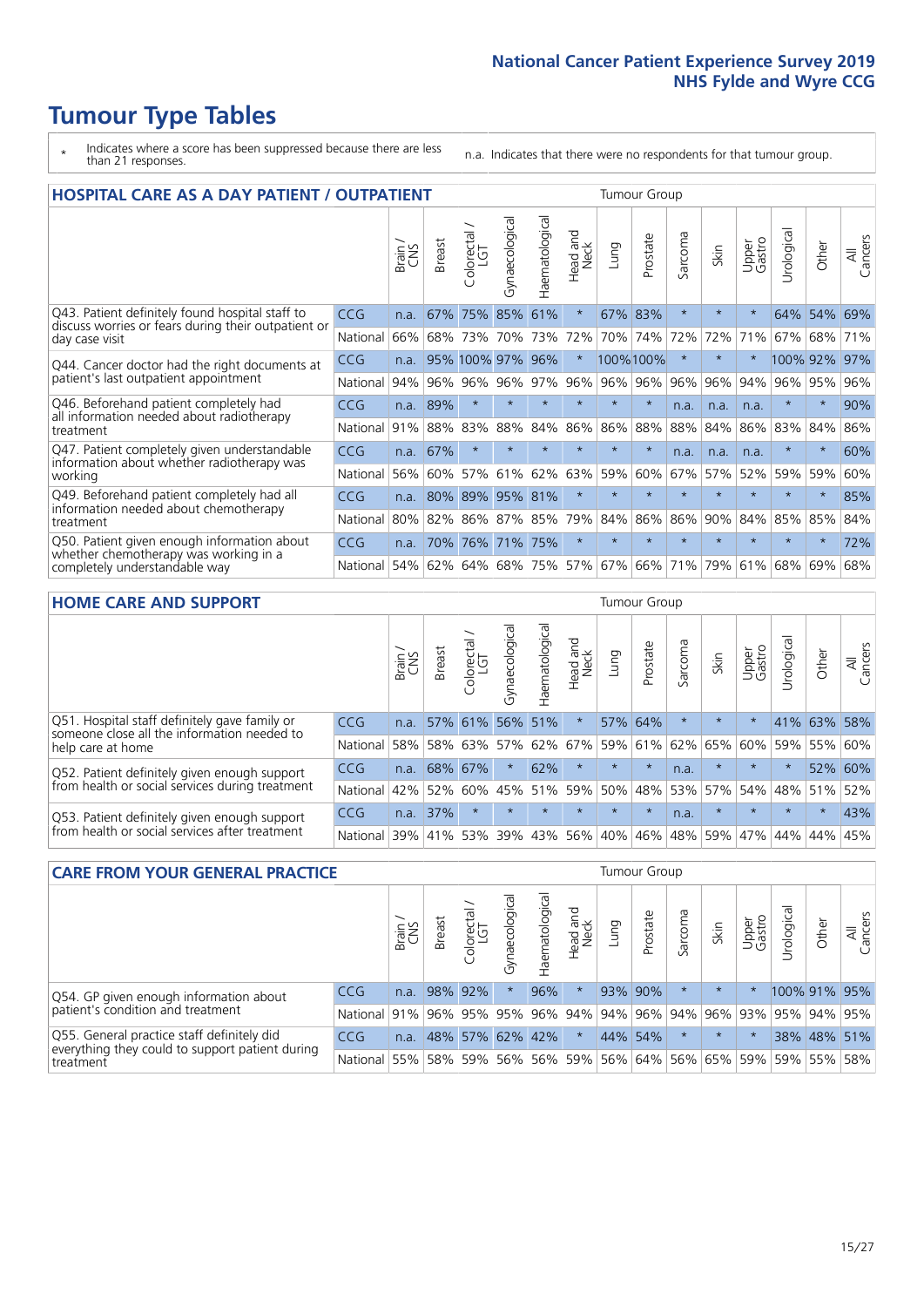# Tumour Type Tables

\* Indicates where a score has been suppressed because there are less than 21 responses.

n.a. Indicates that there were no respondents for that tumour group.

## HOSPITAL CARE AS A DAY PATIENT / OUTPATIENT

| | | Brain / CNS | Breast | Colorectal / LGT | Gynaecological | Haematological | Head and Neck | Lung | Prostate | Sarcoma | Skin | Upper Gastro | Urological | Other | All Cancers |
|---|---|---|---|---|---|---|---|---|---|---|---|---|---|---|---|
| Q43. Patient definitely found hospital staff to discuss worries or fears during their outpatient or day case visit | CCG | n.a. | 67% | 75% | 85% | 61% | * | 67% | 83% | * | * | * | 64% | 54% | 69% |
| | National | 66% | 68% | 73% | 70% | 73% | 72% | 70% | 74% | 72% | 72% | 71% | 67% | 68% | 71% |
| Q44. Cancer doctor had the right documents at patient's last outpatient appointment | CCG | n.a. | 95% | 100% | 97% | 96% | * | 100% | 100% | * | * | * | 100% | 92% | 97% |
| | National | 94% | 96% | 96% | 96% | 97% | 96% | 96% | 96% | 96% | 96% | 94% | 96% | 95% | 96% |
| Q46. Beforehand patient completely had all information needed about radiotherapy treatment | CCG | n.a. | 89% | * | * | * | * | * | * | n.a. | n.a. | n.a. | * | * | 90% |
| | National | 91% | 88% | 83% | 88% | 84% | 86% | 86% | 88% | 88% | 84% | 86% | 83% | 84% | 86% |
| Q47. Patient completely given understandable information about whether radiotherapy was working | CCG | n.a. | 67% | * | * | * | * | * | * | n.a. | n.a. | n.a. | * | * | 60% |
| | National | 56% | 60% | 57% | 61% | 62% | 63% | 59% | 60% | 67% | 57% | 52% | 59% | 59% | 60% |
| Q49. Beforehand patient completely had all information needed about chemotherapy treatment | CCG | n.a. | 80% | 89% | 95% | 81% | * | * | * | * | * | * | * | * | 85% |
| | National | 80% | 82% | 86% | 87% | 85% | 79% | 84% | 86% | 86% | 90% | 84% | 85% | 85% | 84% |
| Q50. Patient given enough information about whether chemotherapy was working in a completely understandable way | CCG | n.a. | 70% | 76% | 71% | 75% | * | * | * | * | * | * | * | * | 72% |
| | National | 54% | 62% | 64% | 68% | 75% | 57% | 67% | 66% | 71% | 79% | 61% | 68% | 69% | 68% |

## HOME CARE AND SUPPORT

| | | Brain / CNS | Breast | Colorectal / LGT | Gynaecological | Haematological | Head and Neck | Lung | Prostate | Sarcoma | Skin | Upper Gastro | Urological | Other | All Cancers |
|---|---|---|---|---|---|---|---|---|---|---|---|---|---|---|---|
| Q51. Hospital staff definitely gave family or someone close all the information needed to help care at home | CCG | n.a. | 57% | 61% | 56% | 51% | * | 57% | 64% | * | * | * | 41% | 63% | 58% |
| | National | 58% | 58% | 63% | 57% | 62% | 67% | 59% | 61% | 62% | 65% | 60% | 59% | 55% | 60% |
| Q52. Patient definitely given enough support from health or social services during treatment | CCG | n.a. | 68% | 67% | * | 62% | * | * | * | n.a. | * | * | * | 52% | 60% |
| | National | 42% | 52% | 60% | 45% | 51% | 59% | 50% | 48% | 53% | 57% | 54% | 48% | 51% | 52% |
| Q53. Patient definitely given enough support from health or social services after treatment | CCG | n.a. | 37% | * | * | * | * | * | * | n.a. | * | * | * | * | 43% |
| | National | 39% | 41% | 53% | 39% | 43% | 56% | 40% | 46% | 48% | 59% | 47% | 44% | 44% | 45% |

## CARE FROM YOUR GENERAL PRACTICE

| | | Brain / CNS | Breast | Colorectal / LGT | Gynaecological | Haematological | Head and Neck | Lung | Prostate | Sarcoma | Skin | Upper Gastro | Urological | Other | All Cancers |
|---|---|---|---|---|---|---|---|---|---|---|---|---|---|---|---|
| Q54. GP given enough information about patient's condition and treatment | CCG | n.a. | 98% | 92% | * | 96% | * | 93% | 90% | * | * | * | 100% | 91% | 95% |
| | National | 91% | 96% | 95% | 95% | 96% | 94% | 94% | 96% | 94% | 96% | 93% | 95% | 94% | 95% |
| Q55. General practice staff definitely did everything they could to support patient during treatment | CCG | n.a. | 48% | 57% | 62% | 42% | * | 44% | 54% | * | * | * | 38% | 48% | 51% |
| | National | 55% | 58% | 59% | 56% | 56% | 59% | 56% | 64% | 56% | 65% | 59% | 59% | 55% | 58% |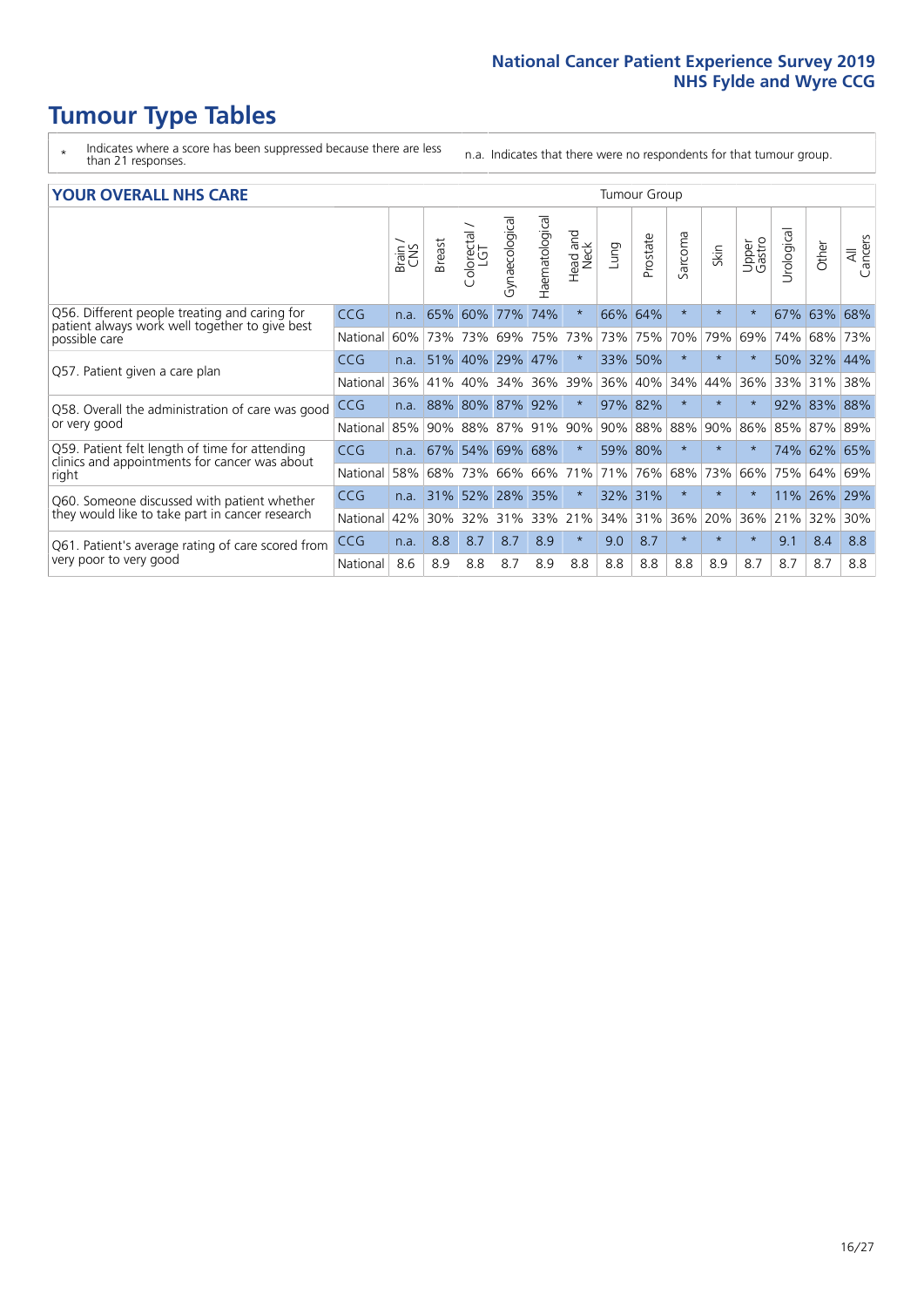# Tumour Type Tables

\* Indicates where a score has been suppressed because there are less than 21 responses.

n.a. Indicates that there were no respondents for that tumour group.

## YOUR OVERALL NHS CARE

| | | Brain / CNS | Breast | Colorectal / LGT | Gynaecological | Haematological | Head and Neck | Lung | Prostate | Sarcoma | Skin | Upper Gastro | Urological | Other | All Cancers |
|---|---|---|---|---|---|---|---|---|---|---|---|---|---|---|---|
| Q56. Different people treating and caring for patient always work well together to give best possible care | CCG | n.a. | 65% | 60% | 77% | 74% | * | 66% | 64% | * | * | * | 67% | 63% | 68% |
| | National | 60% | 73% | 73% | 69% | 75% | 73% | 73% | 75% | 70% | 79% | 69% | 74% | 68% | 73% |
| Q57. Patient given a care plan | CCG | n.a. | 51% | 40% | 29% | 47% | * | 33% | 50% | * | * | * | 50% | 32% | 44% |
| | National | 36% | 41% | 40% | 34% | 36% | 39% | 36% | 40% | 34% | 44% | 36% | 33% | 31% | 38% |
| Q58. Overall the administration of care was good or very good | CCG | n.a. | 88% | 80% | 87% | 92% | * | 97% | 82% | * | * | * | 92% | 83% | 88% |
| | National | 85% | 90% | 88% | 87% | 91% | 90% | 90% | 88% | 88% | 90% | 86% | 85% | 87% | 89% |
| Q59. Patient felt length of time for attending clinics and appointments for cancer was about right | CCG | n.a. | 67% | 54% | 69% | 68% | * | 59% | 80% | * | * | * | 74% | 62% | 65% |
| | National | 58% | 68% | 73% | 66% | 66% | 71% | 71% | 76% | 68% | 73% | 66% | 75% | 64% | 69% |
| Q60. Someone discussed with patient whether they would like to take part in cancer research | CCG | n.a. | 31% | 52% | 28% | 35% | * | 32% | 31% | * | * | * | 11% | 26% | 29% |
| | National | 42% | 30% | 32% | 31% | 33% | 21% | 34% | 31% | 36% | 20% | 36% | 21% | 32% | 30% |
| Q61. Patient's average rating of care scored from very poor to very good | CCG | n.a. | 8.8 | 8.7 | 8.7 | 8.9 | * | 9.0 | 8.7 | * | * | * | 9.1 | 8.4 | 8.8 |
| | National | 8.6 | 8.9 | 8.8 | 8.7 | 8.9 | 8.8 | 8.8 | 8.8 | 8.8 | 8.9 | 8.7 | 8.7 | 8.7 | 8.8 |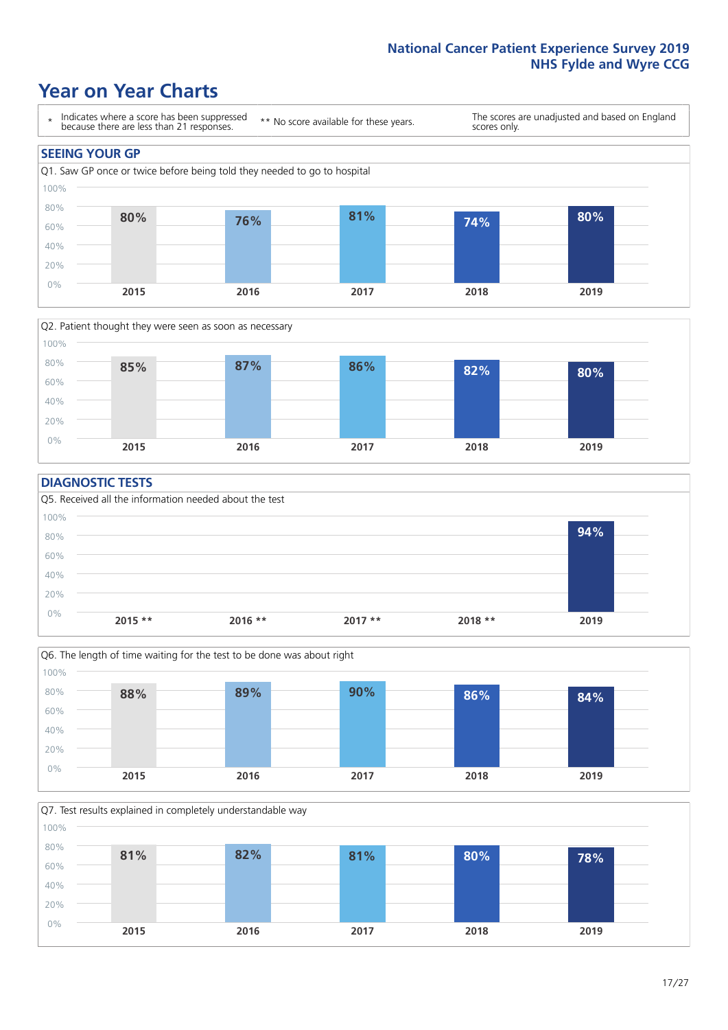National Cancer Patient Experience Survey 2019
NHS Fylde and Wyre CCG

# Year on Year Charts

\* Indicates where a score has been suppressed because there are less than 21 responses.

\*\* No score available for these years.

The scores are unadjusted and based on England scores only.

## SEEING YOUR GP

Q1. Saw GP once or twice before being told they needed to go to hospital

| 2015 | 2016 | 2017 | 2018 | 2019 |
|---|---|---|---|---|
| 80% | 76% | 81% | 74% | 80% |

Q2. Patient thought they were seen as soon as necessary

| 2015 | 2016 | 2017 | 2018 | 2019 |
|---|---|---|---|---|
| 85% | 87% | 86% | 82% | 80% |

## DIAGNOSTIC TESTS

Q5. Received all the information needed about the test

| 2015 ** | 2016 ** | 2017 ** | 2018 ** | 2019 |
|---|---|---|---|---|
| | | | | 94% |

Q6. The length of time waiting for the test to be done was about right

| 2015 | 2016 | 2017 | 2018 | 2019 |
|---|---|---|---|---|
| 88% | 89% | 90% | 86% | 84% |

Q7. Test results explained in completely understandable way

| 2015 | 2016 | 2017 | 2018 | 2019 |
|---|---|---|---|---|
| 81% | 82% | 81% | 80% | 78% |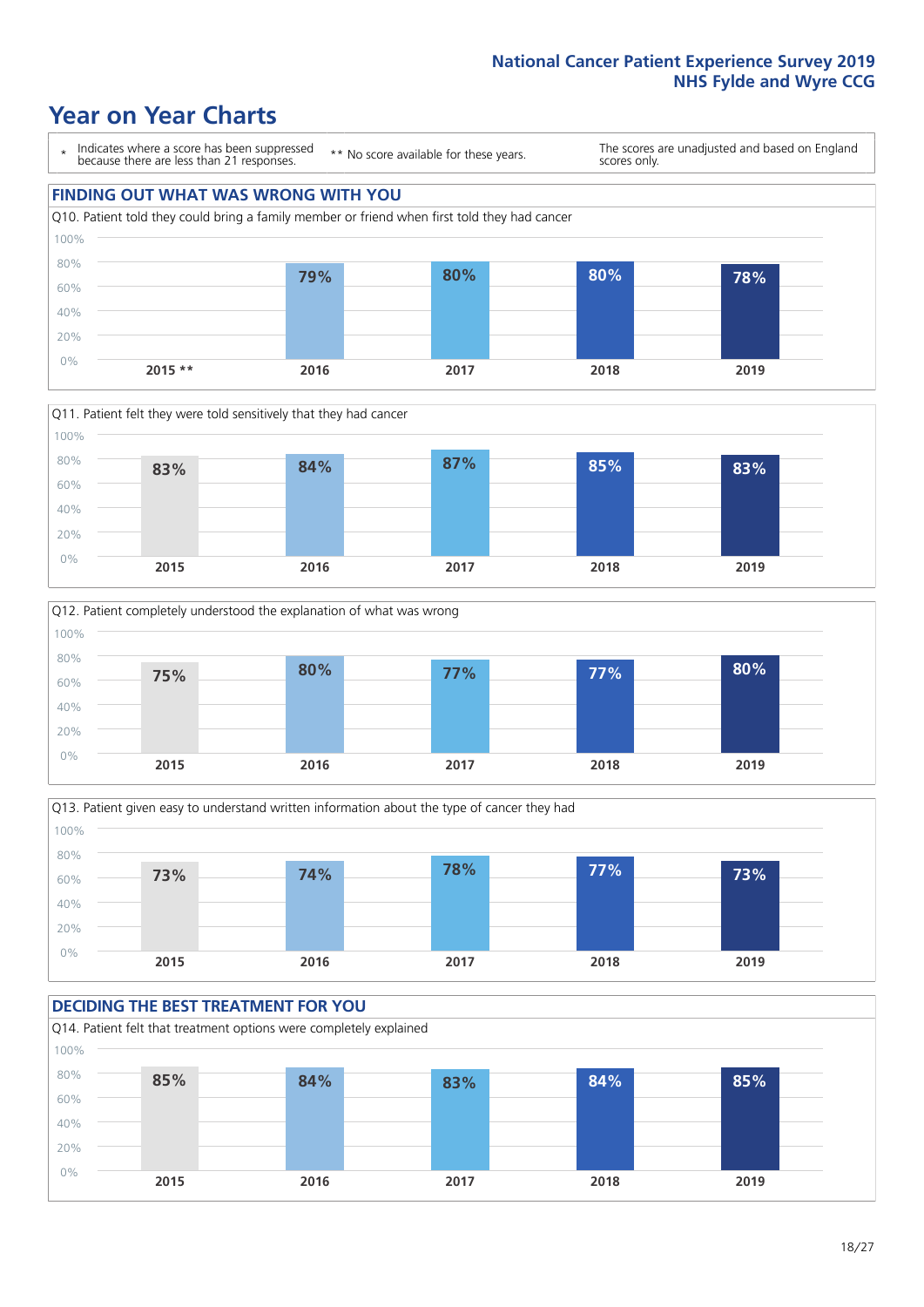# Year on Year Charts

\* Indicates where a score has been suppressed because there are less than 21 responses.

\*\* No score available for these years.

The scores are unadjusted and based on England scores only.

## FINDING OUT WHAT WAS WRONG WITH YOU

Q10. Patient told they could bring a family member or friend when first told they had cancer

| 2015 ** | 2016 | 2017 | 2018 | 2019 |
|---|---|---|---|---|
| | 79% | 80% | 80% | 78% |

Q11. Patient felt they were told sensitively that they had cancer

| 2015 | 2016 | 2017 | 2018 | 2019 |
|---|---|---|---|---|
| 83% | 84% | 87% | 85% | 83% |

Q12. Patient completely understood the explanation of what was wrong

| 2015 | 2016 | 2017 | 2018 | 2019 |
|---|---|---|---|---|
| 75% | 80% | 77% | 77% | 80% |

Q13. Patient given easy to understand written information about the type of cancer they had

| 2015 | 2016 | 2017 | 2018 | 2019 |
|---|---|---|---|---|
| 73% | 74% | 78% | 77% | 73% |

## DECIDING THE BEST TREATMENT FOR YOU

Q14. Patient felt that treatment options were completely explained

| 2015 | 2016 | 2017 | 2018 | 2019 |
|---|---|---|---|---|
| 85% | 84% | 83% | 84% | 85% |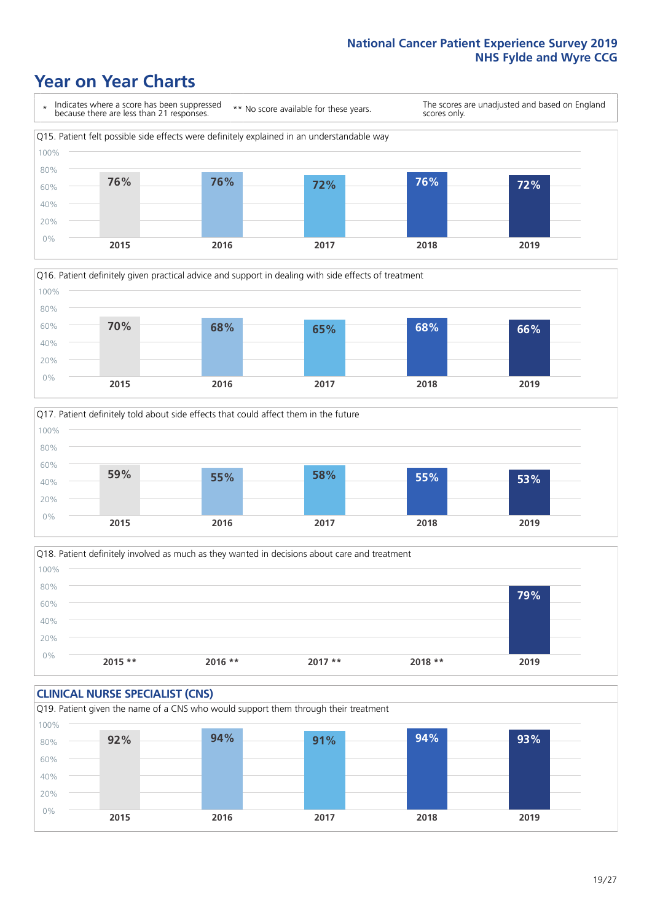# Year on Year Charts

\* Indicates where a score has been suppressed because there are less than 21 responses.

** No score available for these years.

The scores are unadjusted and based on England scores only.

Q15. Patient felt possible side effects were definitely explained in an understandable way

| 2015 | 2016 | 2017 | 2018 | 2019 |
|---|---|---|---|---|
| 76% | 76% | 72% | 76% | 72% |

Q16. Patient definitely given practical advice and support in dealing with side effects of treatment

| 2015 | 2016 | 2017 | 2018 | 2019 |
|---|---|---|---|---|
| 70% | 68% | 65% | 68% | 66% |

Q17. Patient definitely told about side effects that could affect them in the future

| 2015 | 2016 | 2017 | 2018 | 2019 |
|---|---|---|---|---|
| 59% | 55% | 58% | 55% | 53% |

Q18. Patient definitely involved as much as they wanted in decisions about care and treatment

| 2015 ** | 2016 ** | 2017 ** | 2018 ** | 2019 |
|---|---|---|---|---|
| | | | | 79% |

## CLINICAL NURSE SPECIALIST (CNS)

Q19. Patient given the name of a CNS who would support them through their treatment

| 2015 | 2016 | 2017 | 2018 | 2019 |
|---|---|---|---|---|
| 92% | 94% | 91% | 94% | 93% |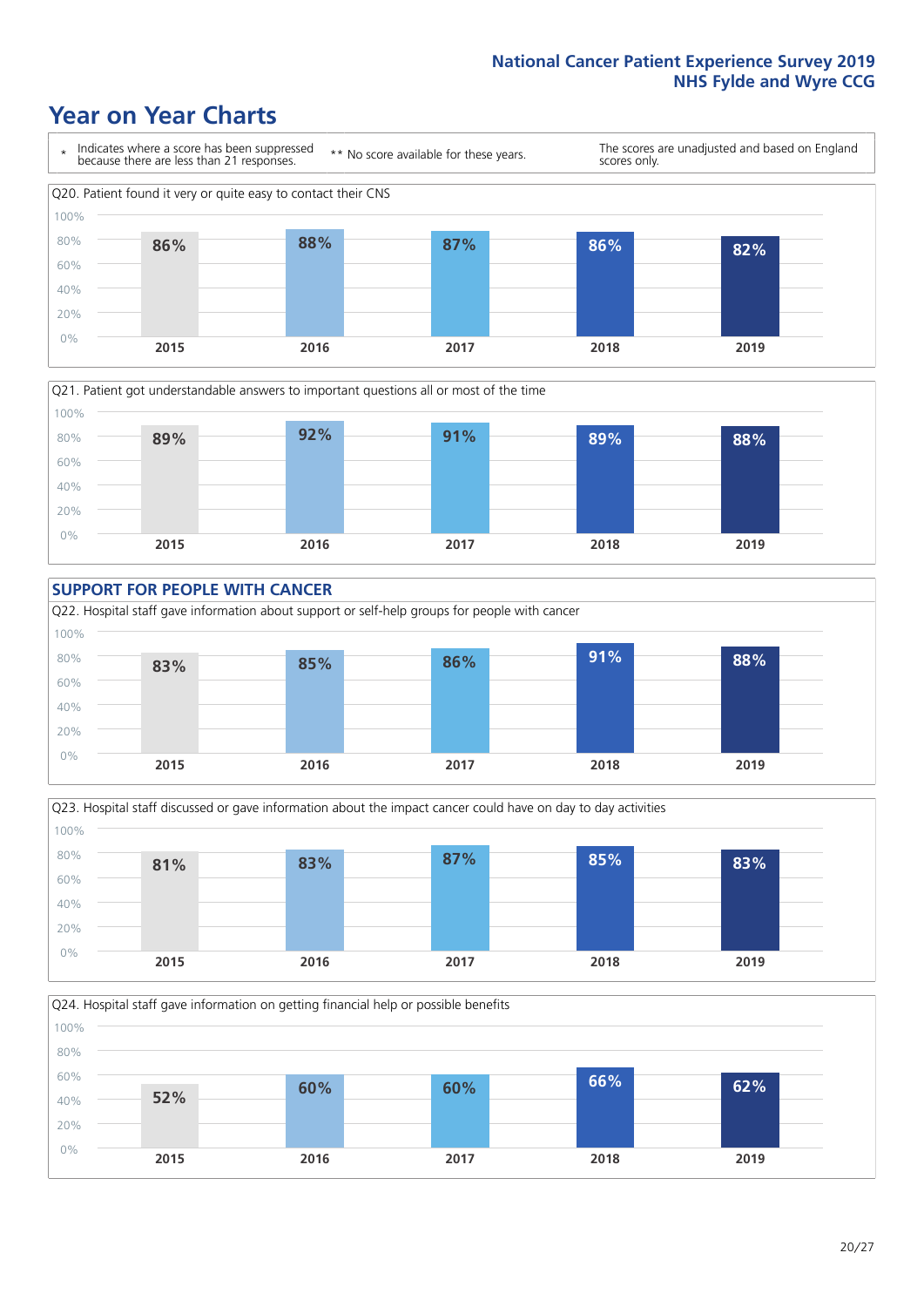# Year on Year Charts

\* Indicates where a score has been suppressed because there are less than 21 responses.

\*\* No score available for these years.

The scores are unadjusted and based on England scores only.

Q20. Patient found it very or quite easy to contact their CNS

| 2015 | 2016 | 2017 | 2018 | 2019 |
|---|---|---|---|---|
| 86% | 88% | 87% | 86% | 82% |

Q21. Patient got understandable answers to important questions all or most of the time

| 2015 | 2016 | 2017 | 2018 | 2019 |
|---|---|---|---|---|
| 89% | 92% | 91% | 89% | 88% |

## SUPPORT FOR PEOPLE WITH CANCER

Q22. Hospital staff gave information about support or self-help groups for people with cancer

| 2015 | 2016 | 2017 | 2018 | 2019 |
|---|---|---|---|---|
| 83% | 85% | 86% | 91% | 88% |

Q23. Hospital staff discussed or gave information about the impact cancer could have on day to day activities

| 2015 | 2016 | 2017 | 2018 | 2019 |
|---|---|---|---|---|
| 81% | 83% | 87% | 85% | 83% |

Q24. Hospital staff gave information on getting financial help or possible benefits

| 2015 | 2016 | 2017 | 2018 | 2019 |
|---|---|---|---|---|
| 52% | 60% | 60% | 66% | 62% |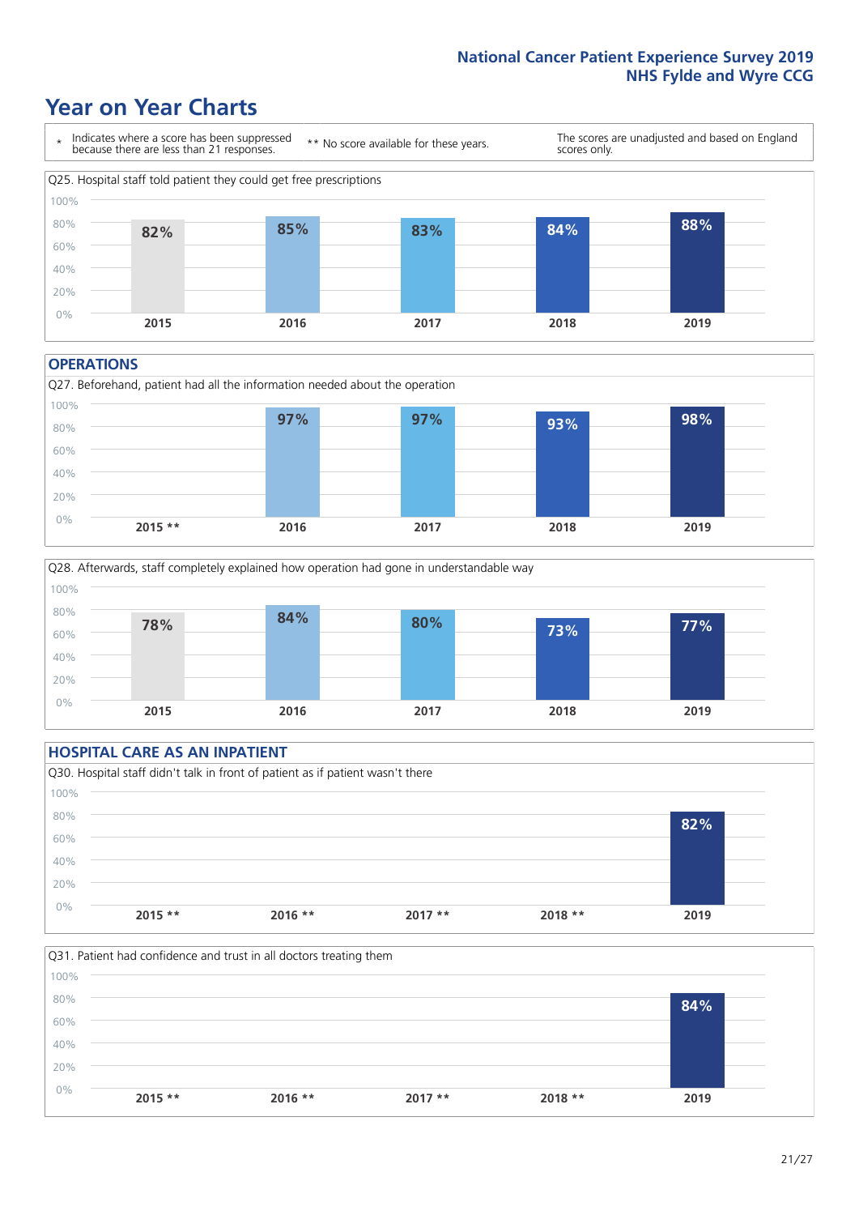# Year on Year Charts

\* Indicates where a score has been suppressed because there are less than 21 responses.

\*\* No score available for these years.

The scores are unadjusted and based on England scores only.

Q25. Hospital staff told patient they could get free prescriptions

| 2015 | 2016 | 2017 | 2018 | 2019 |
|---|---|---|---|---|
| 82% | 85% | 83% | 84% | 88% |

## OPERATIONS

Q27. Beforehand, patient had all the information needed about the operation

| 2015 ** | 2016 | 2017 | 2018 | 2019 |
|---|---|---|---|---|
| | 97% | 97% | 93% | 98% |

Q28. Afterwards, staff completely explained how operation had gone in understandable way

| 2015 | 2016 | 2017 | 2018 | 2019 |
|---|---|---|---|---|
| 78% | 84% | 80% | 73% | 77% |

## HOSPITAL CARE AS AN INPATIENT

Q30. Hospital staff didn't talk in front of patient as if patient wasn't there

| 2015 ** | 2016 ** | 2017 ** | 2018 ** | 2019 |
|---|---|---|---|---|
| | | | | 82% |

Q31. Patient had confidence and trust in all doctors treating them

| 2015 ** | 2016 ** | 2017 ** | 2018 ** | 2019 |
|---|---|---|---|---|
| | | | | 84% |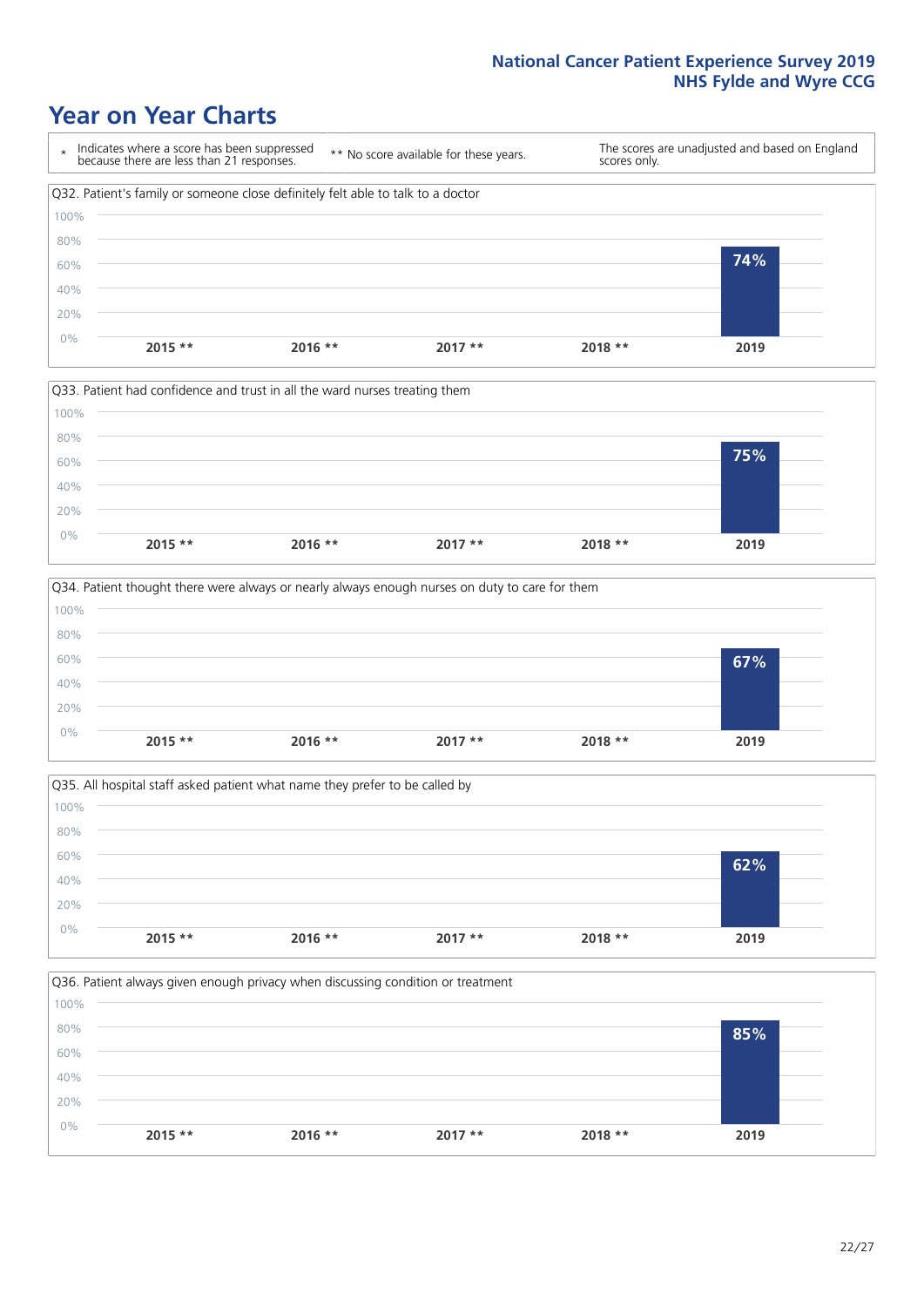# Year on Year Charts

\* Indicates where a score has been suppressed because there are less than 21 responses.

\*\* No score available for these years.

The scores are unadjusted and based on England scores only.

Q32. Patient's family or someone close definitely felt able to talk to a doctor

| 2015 ** | 2016 ** | 2017 ** | 2018 ** | 2019 |
|---|---|---|---|---|
| | | | | 74% |

Q33. Patient had confidence and trust in all the ward nurses treating them

| 2015 ** | 2016 ** | 2017 ** | 2018 ** | 2019 |
|---|---|---|---|---|
| | | | | 75% |

Q34. Patient thought there were always or nearly always enough nurses on duty to care for them

| 2015 ** | 2016 ** | 2017 ** | 2018 ** | 2019 |
|---|---|---|---|---|
| | | | | 67% |

Q35. All hospital staff asked patient what name they prefer to be called by

| 2015 ** | 2016 ** | 2017 ** | 2018 ** | 2019 |
|---|---|---|---|---|
| | | | | 62% |

Q36. Patient always given enough privacy when discussing condition or treatment

| 2015 ** | 2016 ** | 2017 ** | 2018 ** | 2019 |
|---|---|---|---|---|
| | | | | 85% |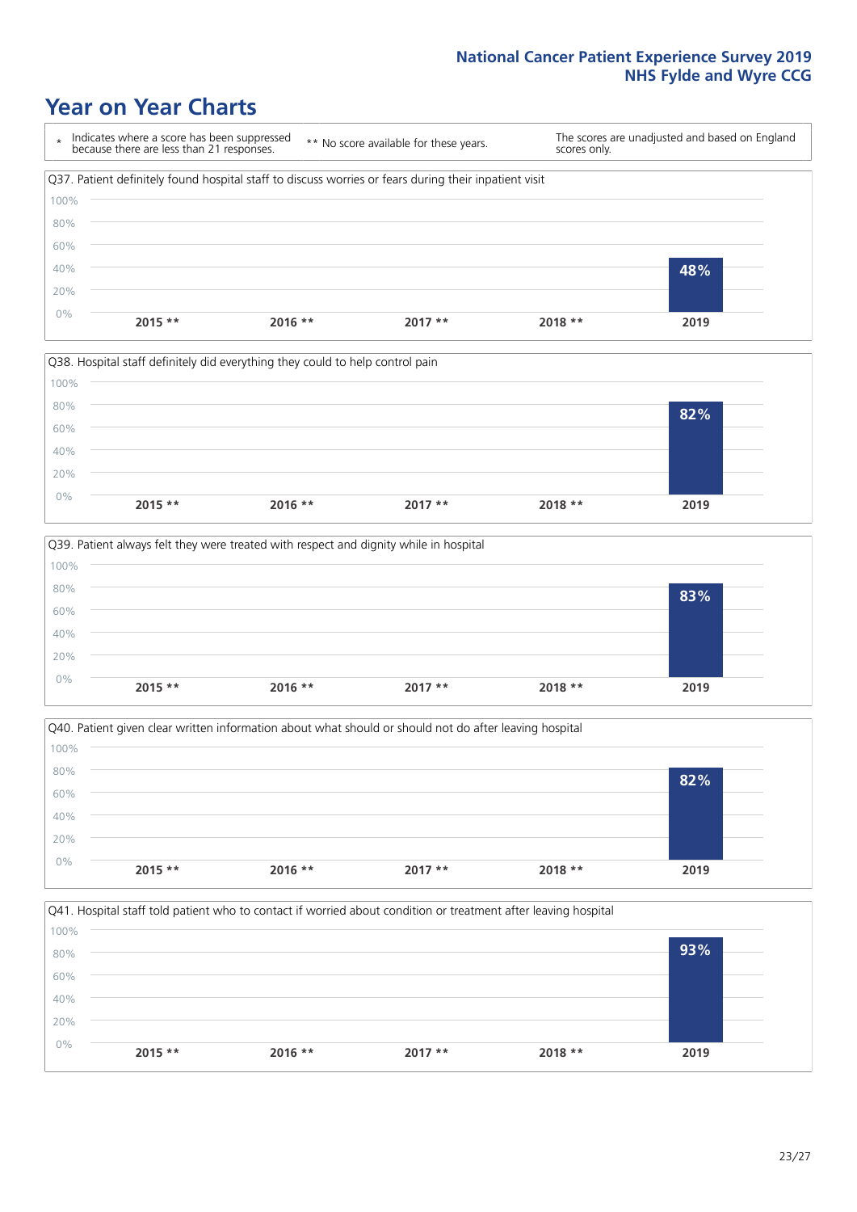# Year on Year Charts

\* Indicates where a score has been suppressed because there are less than 21 responses.

\*\* No score available for these years.

The scores are unadjusted and based on England scores only.

Q37. Patient definitely found hospital staff to discuss worries or fears during their inpatient visit

| 2015 ** | 2016 ** | 2017 ** | 2018 ** | 2019 |
|---|---|---|---|---|
| | | | | 48% |

Q38. Hospital staff definitely did everything they could to help control pain

| 2015 ** | 2016 ** | 2017 ** | 2018 ** | 2019 |
|---|---|---|---|---|
| | | | | 82% |

Q39. Patient always felt they were treated with respect and dignity while in hospital

| 2015 ** | 2016 ** | 2017 ** | 2018 ** | 2019 |
|---|---|---|---|---|
| | | | | 83% |

Q40. Patient given clear written information about what should or should not do after leaving hospital

| 2015 ** | 2016 ** | 2017 ** | 2018 ** | 2019 |
|---|---|---|---|---|
| | | | | 82% |

Q41. Hospital staff told patient who to contact if worried about condition or treatment after leaving hospital

| 2015 ** | 2016 ** | 2017 ** | 2018 ** | 2019 |
|---|---|---|---|---|
| | | | | 93% |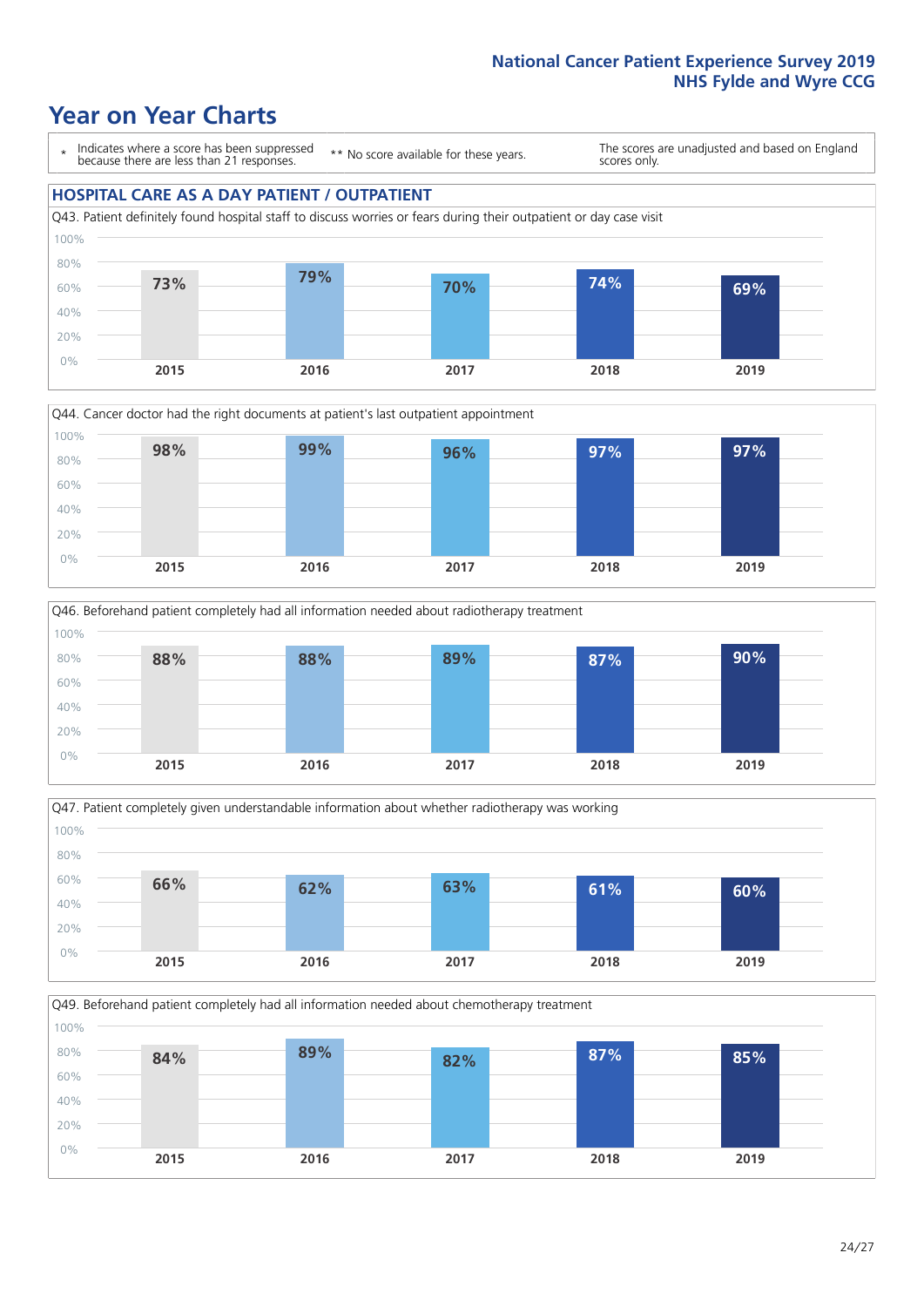# Year on Year Charts

\* Indicates where a score has been suppressed because there are less than 21 responses.

\*\* No score available for these years.

The scores are unadjusted and based on England scores only.

## HOSPITAL CARE AS A DAY PATIENT / OUTPATIENT

Q43. Patient definitely found hospital staff to discuss worries or fears during their outpatient or day case visit

| 2015 | 2016 | 2017 | 2018 | 2019 |
|---|---|---|---|---|
| 73% | 79% | 70% | 74% | 69% |

Q44. Cancer doctor had the right documents at patient's last outpatient appointment

| 2015 | 2016 | 2017 | 2018 | 2019 |
|---|---|---|---|---|
| 98% | 99% | 96% | 97% | 97% |

Q46. Beforehand patient completely had all information needed about radiotherapy treatment

| 2015 | 2016 | 2017 | 2018 | 2019 |
|---|---|---|---|---|
| 88% | 88% | 89% | 87% | 90% |

Q47. Patient completely given understandable information about whether radiotherapy was working

| 2015 | 2016 | 2017 | 2018 | 2019 |
|---|---|---|---|---|
| 66% | 62% | 63% | 61% | 60% |

Q49. Beforehand patient completely had all information needed about chemotherapy treatment

| 2015 | 2016 | 2017 | 2018 | 2019 |
|---|---|---|---|---|
| 84% | 89% | 82% | 87% | 85% |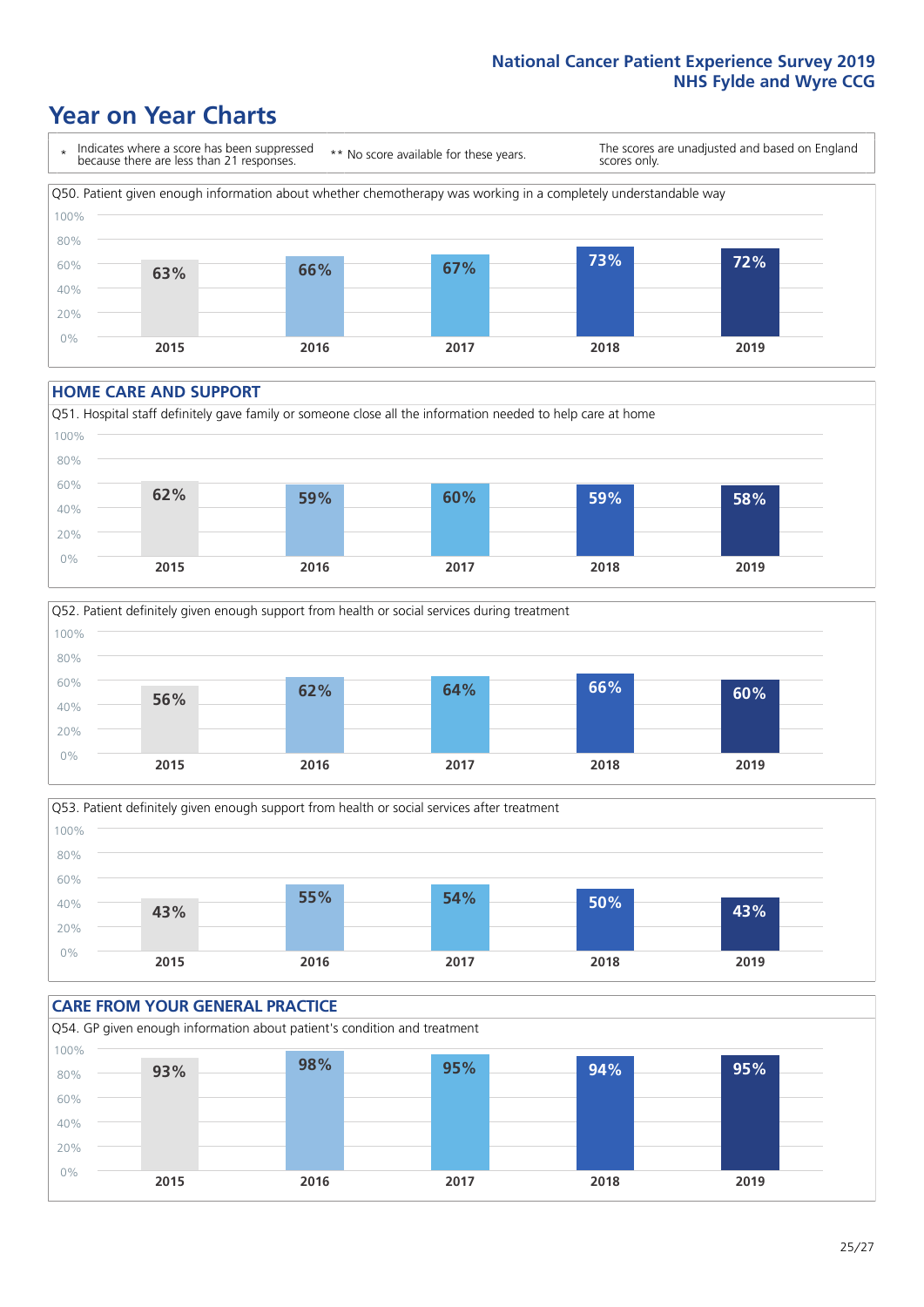# Year on Year Charts

\* Indicates where a score has been suppressed because there are less than 21 responses.

** No score available for these years.

The scores are unadjusted and based on England scores only.

Q50. Patient given enough information about whether chemotherapy was working in a completely understandable way

| 2015 | 2016 | 2017 | 2018 | 2019 |
|---|---|---|---|---|
| 63% | 66% | 67% | 73% | 72% |

## HOME CARE AND SUPPORT

Q51. Hospital staff definitely gave family or someone close all the information needed to help care at home

| 2015 | 2016 | 2017 | 2018 | 2019 |
|---|---|---|---|---|
| 62% | 59% | 60% | 59% | 58% |

Q52. Patient definitely given enough support from health or social services during treatment

| 2015 | 2016 | 2017 | 2018 | 2019 |
|---|---|---|---|---|
| 56% | 62% | 64% | 66% | 60% |

Q53. Patient definitely given enough support from health or social services after treatment

| 2015 | 2016 | 2017 | 2018 | 2019 |
|---|---|---|---|---|
| 43% | 55% | 54% | 50% | 43% |

## CARE FROM YOUR GENERAL PRACTICE

Q54. GP given enough information about patient's condition and treatment

| 2015 | 2016 | 2017 | 2018 | 2019 |
|---|---|---|---|---|
| 93% | 98% | 95% | 94% | 95% |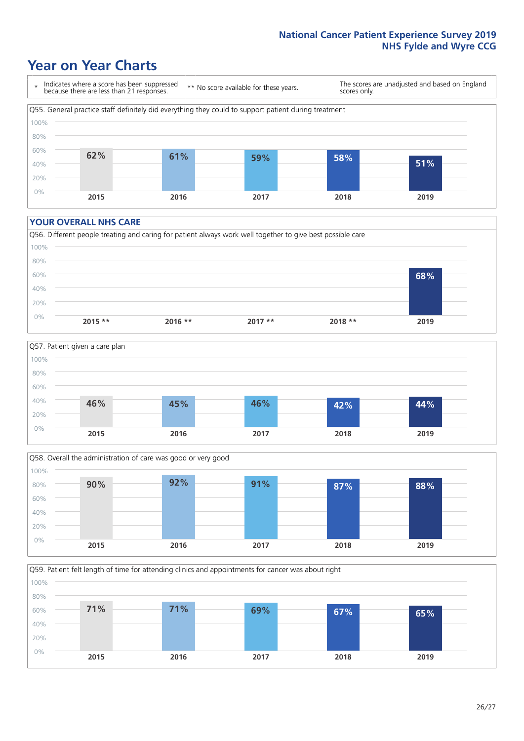# Year on Year Charts

\* Indicates where a score has been suppressed because there are less than 21 responses. ** No score available for these years. The scores are unadjusted and based on England scores only.

Q55. General practice staff definitely did everything they could to support patient during treatment

| 2015 | 2016 | 2017 | 2018 | 2019 |
|---|---|---|---|---|
| 62% | 61% | 59% | 58% | 51% |

## YOUR OVERALL NHS CARE

Q56. Different people treating and caring for patient always work well together to give best possible care

| 2015 ** | 2016 ** | 2017 ** | 2018 ** | 2019 |
|---|---|---|---|---|
| | | | | 68% |

Q57. Patient given a care plan

| 2015 | 2016 | 2017 | 2018 | 2019 |
|---|---|---|---|---|
| 46% | 45% | 46% | 42% | 44% |

Q58. Overall the administration of care was good or very good

| 2015 | 2016 | 2017 | 2018 | 2019 |
|---|---|---|---|---|
| 90% | 92% | 91% | 87% | 88% |

Q59. Patient felt length of time for attending clinics and appointments for cancer was about right

| 2015 | 2016 | 2017 | 2018 | 2019 |
|---|---|---|---|---|
| 71% | 71% | 69% | 67% | 65% |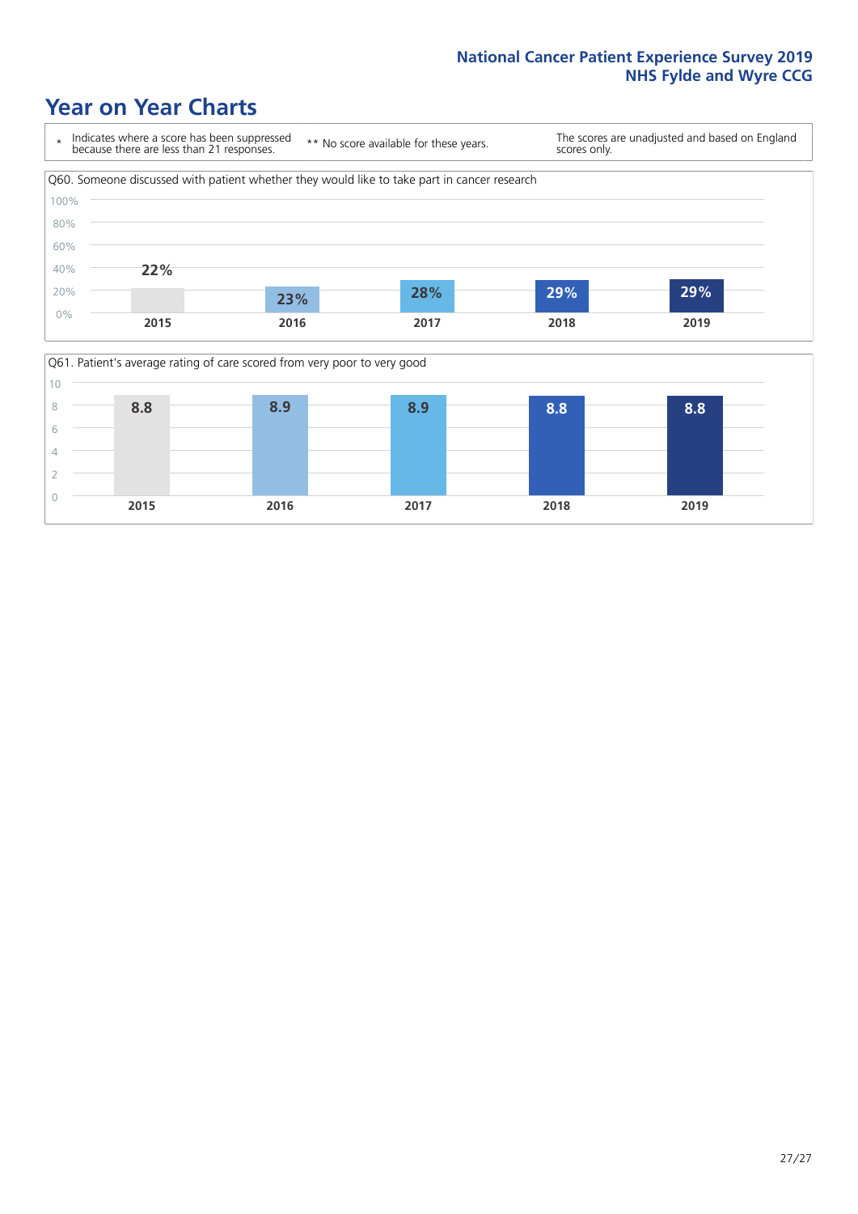# Year on Year Charts

\* Indicates where a score has been suppressed because there are less than 21 responses.

\*\* No score available for these years.

The scores are unadjusted and based on England scores only.

Q60. Someone discussed with patient whether they would like to take part in cancer research

100%
80%
60%
40%
20%
0%

22% 2015
23% 2016
28% 2017
29% 2018
29% 2019

Q61. Patient's average rating of care scored from very poor to very good

10
8
6
4
2
0

8.8 2015
8.9 2016
8.9 2017
8.8 2018
8.8 2019